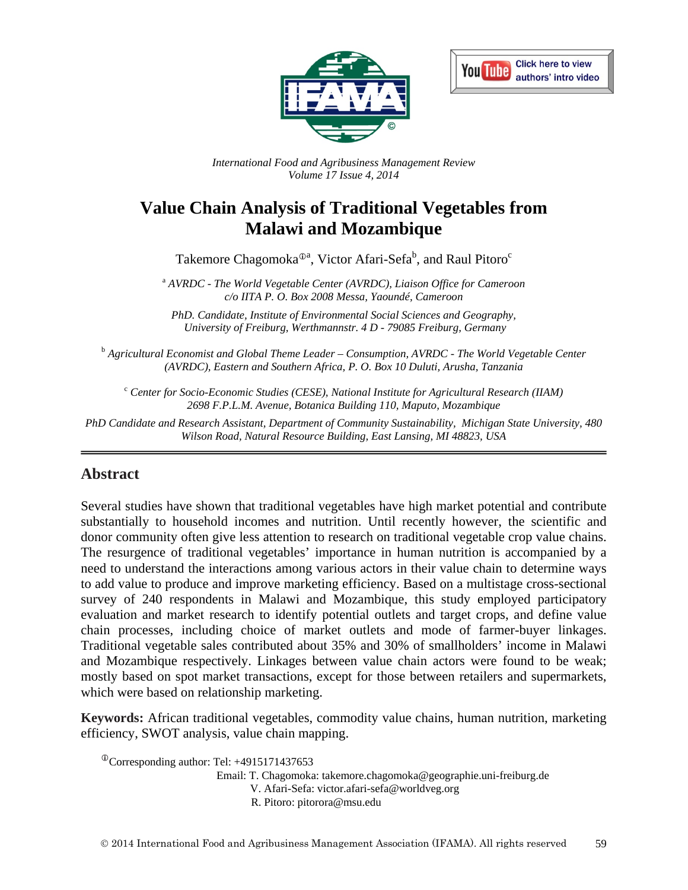*International Food and Agribusiness Management Review*
*Volume 17 Issue 4, 2014*

# Value Chain Analysis of Traditional Vegetables from Malawi and Mozambique

Takemore Chagomoka[ⓘa], Victor Afari-Sefa[b], and Raul Pitoro[c]

[a] *AVRDC - The World Vegetable Center (AVRDC), Liaison Office for Cameroon c/o IITA P. O. Box 2008 Messa, Yaoundé, Cameroon*

*PhD. Candidate, Institute of Environmental Social Sciences and Geography, University of Freiburg, Werthmannstr. 4 D - 79085 Freiburg, Germany*

[b] *Agricultural Economist and Global Theme Leader – Consumption, AVRDC - The World Vegetable Center (AVRDC), Eastern and Southern Africa, P. O. Box 10 Duluti, Arusha, Tanzania*

[c] *Center for Socio-Economic Studies (CESE), National Institute for Agricultural Research (IIAM) 2698 F.P.L.M. Avenue, Botanica Building 110, Maputo, Mozambique*

*PhD Candidate and Research Assistant, Department of Community Sustainability, Michigan State University, 480 Wilson Road, Natural Resource Building, East Lansing, MI 48823, USA*

## Abstract

Several studies have shown that traditional vegetables have high market potential and contribute substantially to household incomes and nutrition. Until recently however, the scientific and donor community often give less attention to research on traditional vegetable crop value chains. The resurgence of traditional vegetables' importance in human nutrition is accompanied by a need to understand the interactions among various actors in their value chain to determine ways to add value to produce and improve marketing efficiency. Based on a multistage cross-sectional survey of 240 respondents in Malawi and Mozambique, this study employed participatory evaluation and market research to identify potential outlets and target crops, and define value chain processes, including choice of market outlets and mode of farmer-buyer linkages. Traditional vegetable sales contributed about 35% and 30% of smallholders' income in Malawi and Mozambique respectively. Linkages between value chain actors were found to be weak; mostly based on spot market transactions, except for those between retailers and supermarkets, which were based on relationship marketing.

**Keywords:** African traditional vegetables, commodity value chains, human nutrition, marketing efficiency, SWOT analysis, value chain mapping.

[ⓘ]Corresponding author: Tel: +4915171437653
Email: T. Chagomoka: takemore.chagomoka@geographie.uni-freiburg.de
V. Afari-Sefa: victor.afari-sefa@worldveg.org
R. Pitoro: pitorora@msu.edu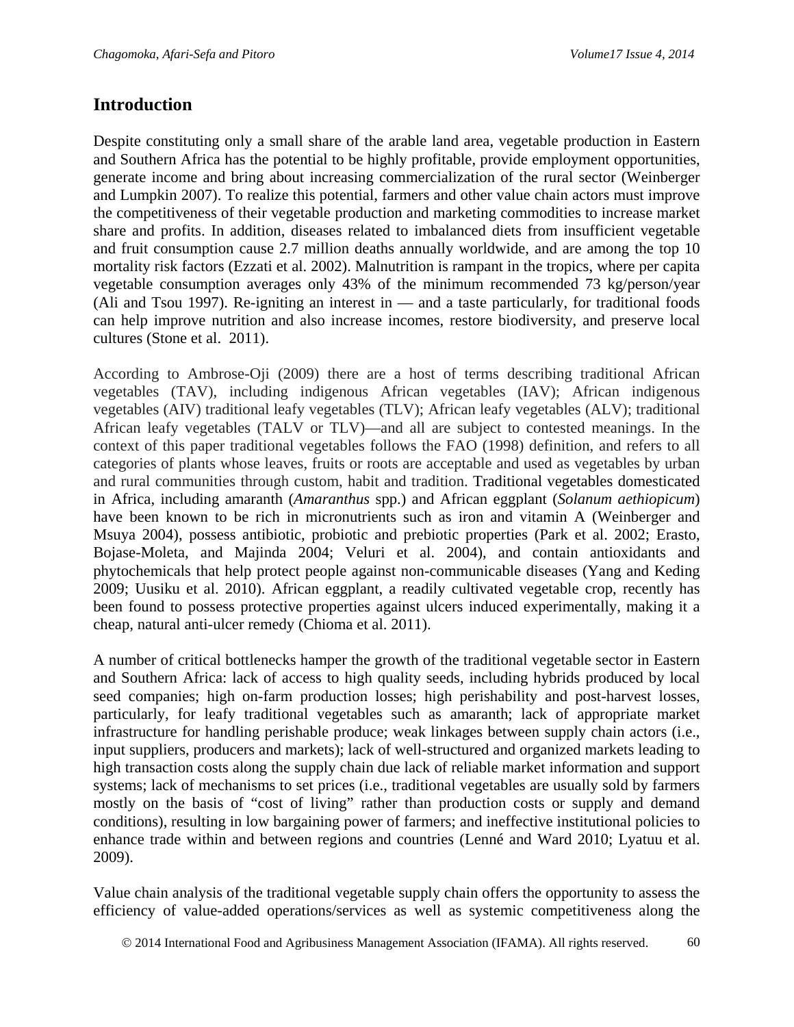## Introduction

Despite constituting only a small share of the arable land area, vegetable production in Eastern and Southern Africa has the potential to be highly profitable, provide employment opportunities, generate income and bring about increasing commercialization of the rural sector (Weinberger and Lumpkin 2007). To realize this potential, farmers and other value chain actors must improve the competitiveness of their vegetable production and marketing commodities to increase market share and profits. In addition, diseases related to imbalanced diets from insufficient vegetable and fruit consumption cause 2.7 million deaths annually worldwide, and are among the top 10 mortality risk factors (Ezzati et al. 2002). Malnutrition is rampant in the tropics, where per capita vegetable consumption averages only 43% of the minimum recommended 73 kg/person/year (Ali and Tsou 1997). Re-igniting an interest in — and a taste particularly, for traditional foods can help improve nutrition and also increase incomes, restore biodiversity, and preserve local cultures (Stone et al. 2011).

According to Ambrose-Oji (2009) there are a host of terms describing traditional African vegetables (TAV), including indigenous African vegetables (IAV); African indigenous vegetables (AIV) traditional leafy vegetables (TLV); African leafy vegetables (ALV); traditional African leafy vegetables (TALV or TLV)—and all are subject to contested meanings. In the context of this paper traditional vegetables follows the FAO (1998) definition, and refers to all categories of plants whose leaves, fruits or roots are acceptable and used as vegetables by urban and rural communities through custom, habit and tradition. Traditional vegetables domesticated in Africa, including amaranth (*Amaranthus* spp.) and African eggplant (*Solanum aethiopicum*) have been known to be rich in micronutrients such as iron and vitamin A (Weinberger and Msuya 2004), possess antibiotic, probiotic and prebiotic properties (Park et al. 2002; Erasto, Bojase-Moleta, and Majinda 2004; Veluri et al. 2004), and contain antioxidants and phytochemicals that help protect people against non-communicable diseases (Yang and Keding 2009; Uusiku et al. 2010). African eggplant, a readily cultivated vegetable crop, recently has been found to possess protective properties against ulcers induced experimentally, making it a cheap, natural anti-ulcer remedy (Chioma et al. 2011).

A number of critical bottlenecks hamper the growth of the traditional vegetable sector in Eastern and Southern Africa: lack of access to high quality seeds, including hybrids produced by local seed companies; high on-farm production losses; high perishability and post-harvest losses, particularly, for leafy traditional vegetables such as amaranth; lack of appropriate market infrastructure for handling perishable produce; weak linkages between supply chain actors (i.e., input suppliers, producers and markets); lack of well-structured and organized markets leading to high transaction costs along the supply chain due lack of reliable market information and support systems; lack of mechanisms to set prices (i.e., traditional vegetables are usually sold by farmers mostly on the basis of "cost of living" rather than production costs or supply and demand conditions), resulting in low bargaining power of farmers; and ineffective institutional policies to enhance trade within and between regions and countries (Lenné and Ward 2010; Lyatuu et al. 2009).

Value chain analysis of the traditional vegetable supply chain offers the opportunity to assess the efficiency of value-added operations/services as well as systemic competitiveness along the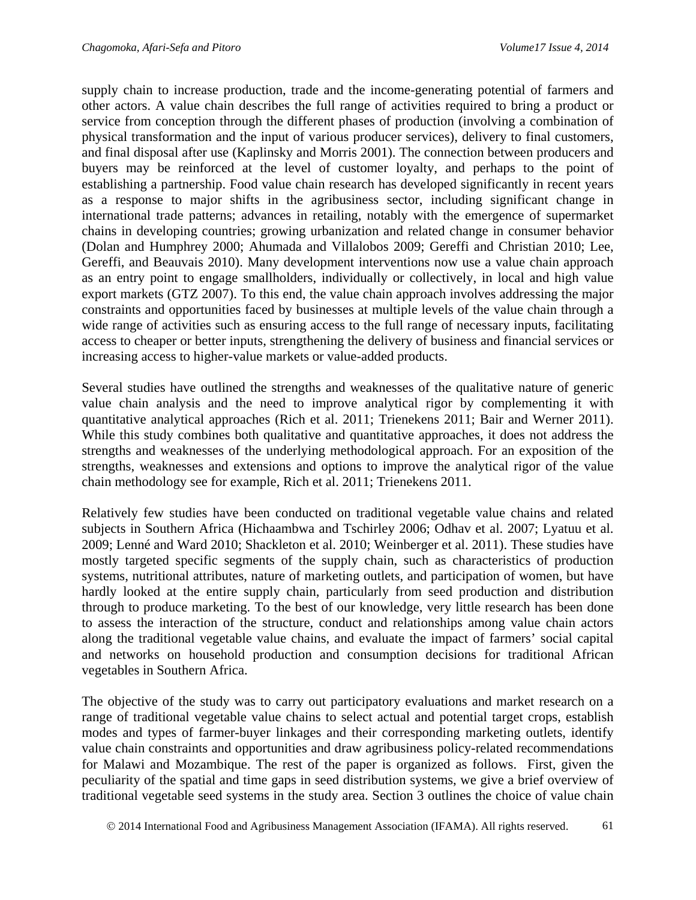supply chain to increase production, trade and the income-generating potential of farmers and other actors. A value chain describes the full range of activities required to bring a product or service from conception through the different phases of production (involving a combination of physical transformation and the input of various producer services), delivery to final customers, and final disposal after use (Kaplinsky and Morris 2001). The connection between producers and buyers may be reinforced at the level of customer loyalty, and perhaps to the point of establishing a partnership. Food value chain research has developed significantly in recent years as a response to major shifts in the agribusiness sector, including significant change in international trade patterns; advances in retailing, notably with the emergence of supermarket chains in developing countries; growing urbanization and related change in consumer behavior (Dolan and Humphrey 2000; Ahumada and Villalobos 2009; Gereffi and Christian 2010; Lee, Gereffi, and Beauvais 2010). Many development interventions now use a value chain approach as an entry point to engage smallholders, individually or collectively, in local and high value export markets (GTZ 2007). To this end, the value chain approach involves addressing the major constraints and opportunities faced by businesses at multiple levels of the value chain through a wide range of activities such as ensuring access to the full range of necessary inputs, facilitating access to cheaper or better inputs, strengthening the delivery of business and financial services or increasing access to higher-value markets or value-added products.

Several studies have outlined the strengths and weaknesses of the qualitative nature of generic value chain analysis and the need to improve analytical rigor by complementing it with quantitative analytical approaches (Rich et al. 2011; Trienekens 2011; Bair and Werner 2011). While this study combines both qualitative and quantitative approaches, it does not address the strengths and weaknesses of the underlying methodological approach. For an exposition of the strengths, weaknesses and extensions and options to improve the analytical rigor of the value chain methodology see for example, Rich et al. 2011; Trienekens 2011.

Relatively few studies have been conducted on traditional vegetable value chains and related subjects in Southern Africa (Hichaambwa and Tschirley 2006; Odhav et al. 2007; Lyatuu et al. 2009; Lenné and Ward 2010; Shackleton et al. 2010; Weinberger et al. 2011). These studies have mostly targeted specific segments of the supply chain, such as characteristics of production systems, nutritional attributes, nature of marketing outlets, and participation of women, but have hardly looked at the entire supply chain, particularly from seed production and distribution through to produce marketing. To the best of our knowledge, very little research has been done to assess the interaction of the structure, conduct and relationships among value chain actors along the traditional vegetable value chains, and evaluate the impact of farmers' social capital and networks on household production and consumption decisions for traditional African vegetables in Southern Africa.

The objective of the study was to carry out participatory evaluations and market research on a range of traditional vegetable value chains to select actual and potential target crops, establish modes and types of farmer-buyer linkages and their corresponding marketing outlets, identify value chain constraints and opportunities and draw agribusiness policy-related recommendations for Malawi and Mozambique. The rest of the paper is organized as follows. First, given the peculiarity of the spatial and time gaps in seed distribution systems, we give a brief overview of traditional vegetable seed systems in the study area. Section 3 outlines the choice of value chain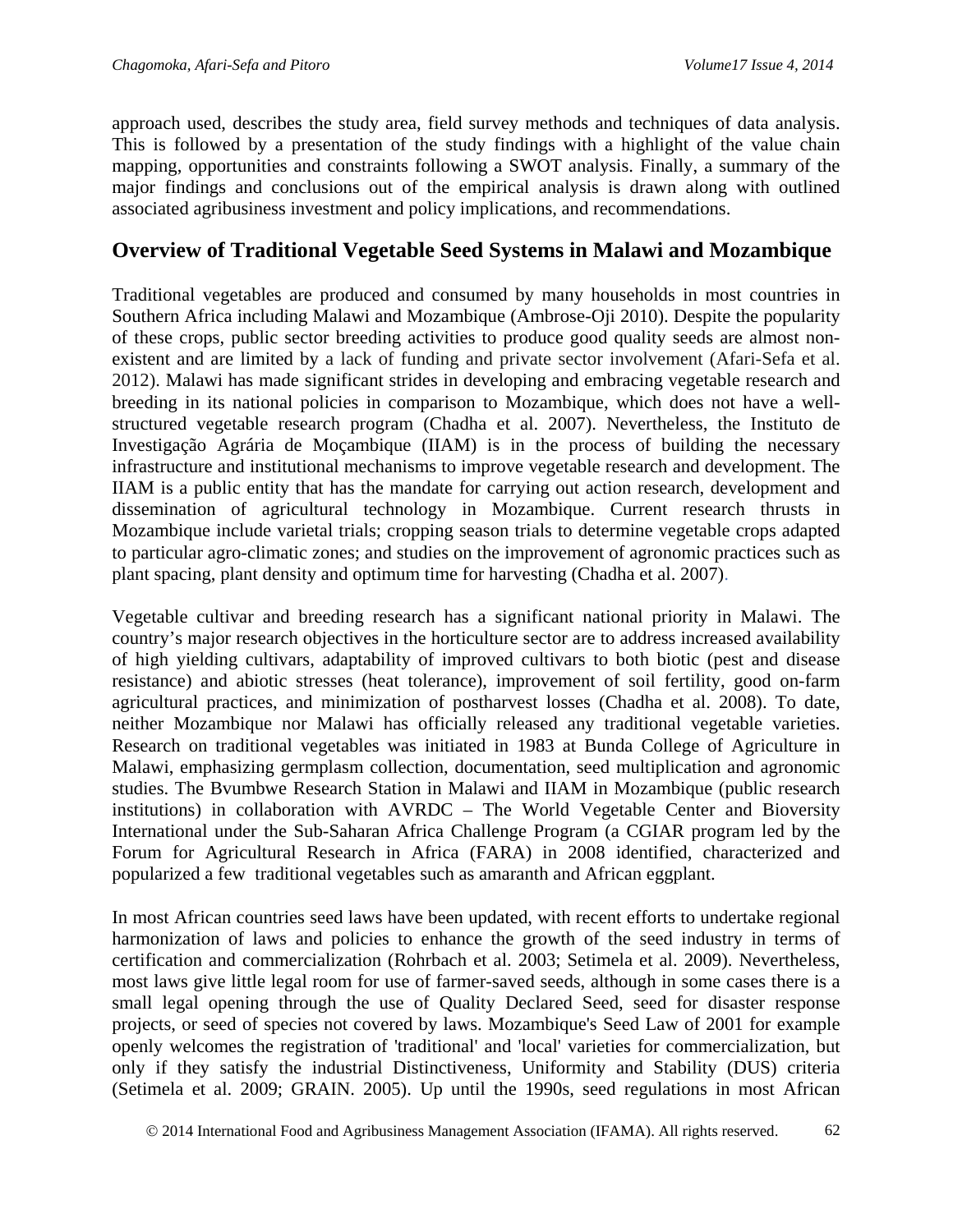approach used, describes the study area, field survey methods and techniques of data analysis. This is followed by a presentation of the study findings with a highlight of the value chain mapping, opportunities and constraints following a SWOT analysis. Finally, a summary of the major findings and conclusions out of the empirical analysis is drawn along with outlined associated agribusiness investment and policy implications, and recommendations.

## Overview of Traditional Vegetable Seed Systems in Malawi and Mozambique

Traditional vegetables are produced and consumed by many households in most countries in Southern Africa including Malawi and Mozambique (Ambrose-Oji 2010). Despite the popularity of these crops, public sector breeding activities to produce good quality seeds are almost non-existent and are limited by a lack of funding and private sector involvement (Afari-Sefa et al. 2012). Malawi has made significant strides in developing and embracing vegetable research and breeding in its national policies in comparison to Mozambique, which does not have a well-structured vegetable research program (Chadha et al. 2007). Nevertheless, the Instituto de Investigação Agrária de Moçambique (IIAM) is in the process of building the necessary infrastructure and institutional mechanisms to improve vegetable research and development. The IIAM is a public entity that has the mandate for carrying out action research, development and dissemination of agricultural technology in Mozambique. Current research thrusts in Mozambique include varietal trials; cropping season trials to determine vegetable crops adapted to particular agro-climatic zones; and studies on the improvement of agronomic practices such as plant spacing, plant density and optimum time for harvesting (Chadha et al. 2007).

Vegetable cultivar and breeding research has a significant national priority in Malawi. The country's major research objectives in the horticulture sector are to address increased availability of high yielding cultivars, adaptability of improved cultivars to both biotic (pest and disease resistance) and abiotic stresses (heat tolerance), improvement of soil fertility, good on-farm agricultural practices, and minimization of postharvest losses (Chadha et al. 2008). To date, neither Mozambique nor Malawi has officially released any traditional vegetable varieties. Research on traditional vegetables was initiated in 1983 at Bunda College of Agriculture in Malawi, emphasizing germplasm collection, documentation, seed multiplication and agronomic studies. The Bvumbwe Research Station in Malawi and IIAM in Mozambique (public research institutions) in collaboration with AVRDC – The World Vegetable Center and Bioversity International under the Sub-Saharan Africa Challenge Program (a CGIAR program led by the Forum for Agricultural Research in Africa (FARA) in 2008 identified, characterized and popularized a few traditional vegetables such as amaranth and African eggplant.

In most African countries seed laws have been updated, with recent efforts to undertake regional harmonization of laws and policies to enhance the growth of the seed industry in terms of certification and commercialization (Rohrbach et al. 2003; Setimela et al. 2009). Nevertheless, most laws give little legal room for use of farmer-saved seeds, although in some cases there is a small legal opening through the use of Quality Declared Seed, seed for disaster response projects, or seed of species not covered by laws. Mozambique's Seed Law of 2001 for example openly welcomes the registration of 'traditional' and 'local' varieties for commercialization, but only if they satisfy the industrial Distinctiveness, Uniformity and Stability (DUS) criteria (Setimela et al. 2009; GRAIN. 2005). Up until the 1990s, seed regulations in most African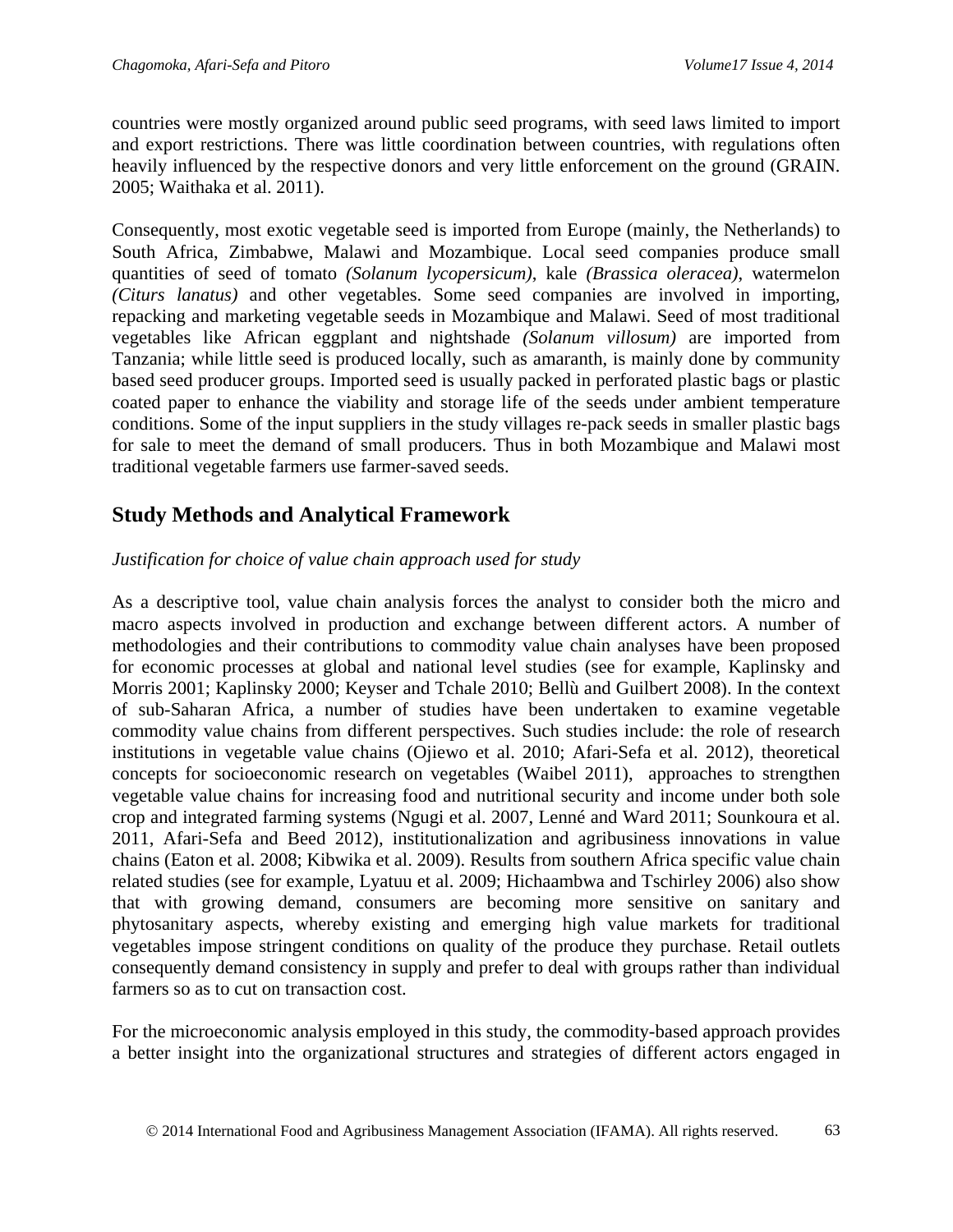countries were mostly organized around public seed programs, with seed laws limited to import and export restrictions. There was little coordination between countries, with regulations often heavily influenced by the respective donors and very little enforcement on the ground (GRAIN. 2005; Waithaka et al. 2011).

Consequently, most exotic vegetable seed is imported from Europe (mainly, the Netherlands) to South Africa, Zimbabwe, Malawi and Mozambique. Local seed companies produce small quantities of seed of tomato *(Solanum lycopersicum)*, kale *(Brassica oleracea)*, watermelon *(Citurs lanatus)* and other vegetables. Some seed companies are involved in importing, repacking and marketing vegetable seeds in Mozambique and Malawi. Seed of most traditional vegetables like African eggplant and nightshade *(Solanum villosum)* are imported from Tanzania; while little seed is produced locally, such as amaranth, is mainly done by community based seed producer groups. Imported seed is usually packed in perforated plastic bags or plastic coated paper to enhance the viability and storage life of the seeds under ambient temperature conditions. Some of the input suppliers in the study villages re-pack seeds in smaller plastic bags for sale to meet the demand of small producers. Thus in both Mozambique and Malawi most traditional vegetable farmers use farmer-saved seeds.

## Study Methods and Analytical Framework

*Justification for choice of value chain approach used for study*

As a descriptive tool, value chain analysis forces the analyst to consider both the micro and macro aspects involved in production and exchange between different actors. A number of methodologies and their contributions to commodity value chain analyses have been proposed for economic processes at global and national level studies (see for example, Kaplinsky and Morris 2001; Kaplinsky 2000; Keyser and Tchale 2010; Bellù and Guilbert 2008). In the context of sub-Saharan Africa, a number of studies have been undertaken to examine vegetable commodity value chains from different perspectives. Such studies include: the role of research institutions in vegetable value chains (Ojiewo et al. 2010; Afari-Sefa et al. 2012), theoretical concepts for socioeconomic research on vegetables (Waibel 2011), approaches to strengthen vegetable value chains for increasing food and nutritional security and income under both sole crop and integrated farming systems (Ngugi et al. 2007, Lenné and Ward 2011; Sounkoura et al. 2011, Afari-Sefa and Beed 2012), institutionalization and agribusiness innovations in value chains (Eaton et al. 2008; Kibwika et al. 2009). Results from southern Africa specific value chain related studies (see for example, Lyatuu et al. 2009; Hichaambwa and Tschirley 2006) also show that with growing demand, consumers are becoming more sensitive on sanitary and phytosanitary aspects, whereby existing and emerging high value markets for traditional vegetables impose stringent conditions on quality of the produce they purchase. Retail outlets consequently demand consistency in supply and prefer to deal with groups rather than individual farmers so as to cut on transaction cost.

For the microeconomic analysis employed in this study, the commodity-based approach provides a better insight into the organizational structures and strategies of different actors engaged in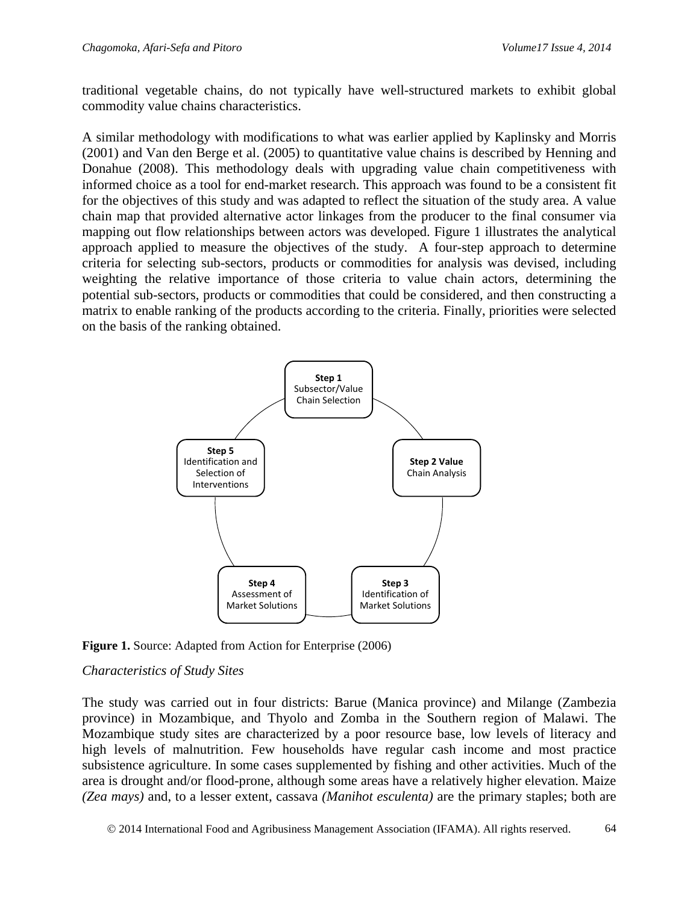traditional vegetable chains, do not typically have well-structured markets to exhibit global commodity value chains characteristics.

A similar methodology with modifications to what was earlier applied by Kaplinsky and Morris (2001) and Van den Berge et al. (2005) to quantitative value chains is described by Henning and Donahue (2008). This methodology deals with upgrading value chain competitiveness with informed choice as a tool for end-market research. This approach was found to be a consistent fit for the objectives of this study and was adapted to reflect the situation of the study area. A value chain map that provided alternative actor linkages from the producer to the final consumer via mapping out flow relationships between actors was developed. Figure 1 illustrates the analytical approach applied to measure the objectives of the study. A four-step approach to determine criteria for selecting sub-sectors, products or commodities for analysis was devised, including weighting the relative importance of those criteria to value chain actors, determining the potential sub-sectors, products or commodities that could be considered, and then constructing a matrix to enable ranking of the products according to the criteria. Finally, priorities were selected on the basis of the ranking obtained.

**Step 1** Subsector/Value Chain Selection

**Step 2 Value** Chain Analysis

**Step 3** Identification of Market Solutions

**Step 4** Assessment of Market Solutions

**Step 5** Identification and Selection of Interventions

**Figure 1.** Source: Adapted from Action for Enterprise (2006)

*Characteristics of Study Sites*

The study was carried out in four districts: Barue (Manica province) and Milange (Zambezia province) in Mozambique, and Thyolo and Zomba in the Southern region of Malawi. The Mozambique study sites are characterized by a poor resource base, low levels of literacy and high levels of malnutrition. Few households have regular cash income and most practice subsistence agriculture. In some cases supplemented by fishing and other activities. Much of the area is drought and/or flood-prone, although some areas have a relatively higher elevation. Maize *(Zea mays)* and, to a lesser extent, cassava *(Manihot esculenta)* are the primary staples; both are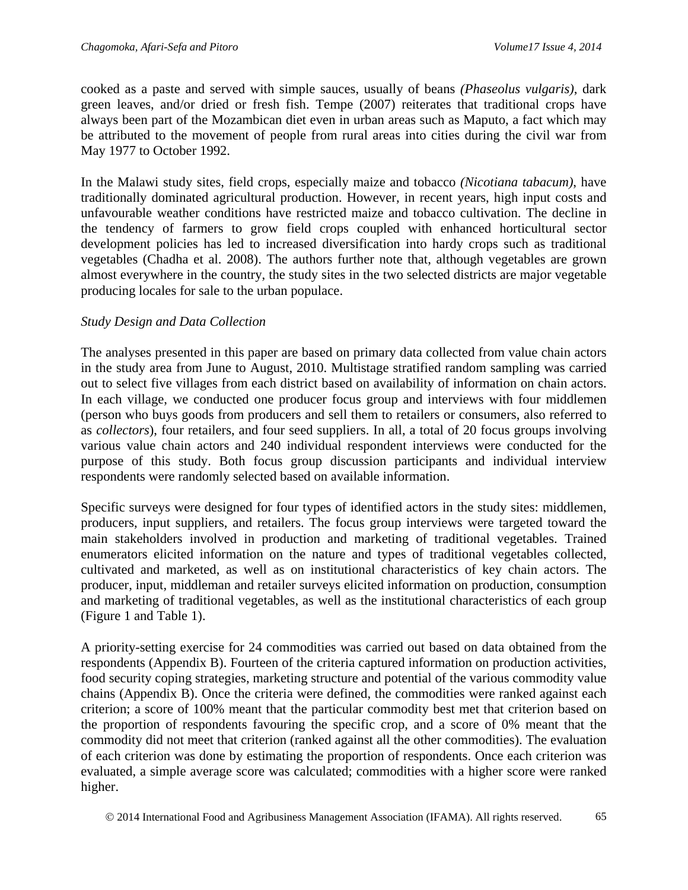cooked as a paste and served with simple sauces, usually of beans *(Phaseolus vulgaris)*, dark green leaves, and/or dried or fresh fish. Tempe (2007) reiterates that traditional crops have always been part of the Mozambican diet even in urban areas such as Maputo, a fact which may be attributed to the movement of people from rural areas into cities during the civil war from May 1977 to October 1992.

In the Malawi study sites, field crops, especially maize and tobacco *(Nicotiana tabacum)*, have traditionally dominated agricultural production. However, in recent years, high input costs and unfavourable weather conditions have restricted maize and tobacco cultivation. The decline in the tendency of farmers to grow field crops coupled with enhanced horticultural sector development policies has led to increased diversification into hardy crops such as traditional vegetables (Chadha et al. 2008). The authors further note that, although vegetables are grown almost everywhere in the country, the study sites in the two selected districts are major vegetable producing locales for sale to the urban populace.

*Study Design and Data Collection*

The analyses presented in this paper are based on primary data collected from value chain actors in the study area from June to August, 2010. Multistage stratified random sampling was carried out to select five villages from each district based on availability of information on chain actors. In each village, we conducted one producer focus group and interviews with four middlemen (person who buys goods from producers and sell them to retailers or consumers, also referred to as *collectors*), four retailers, and four seed suppliers. In all, a total of 20 focus groups involving various value chain actors and 240 individual respondent interviews were conducted for the purpose of this study. Both focus group discussion participants and individual interview respondents were randomly selected based on available information.

Specific surveys were designed for four types of identified actors in the study sites: middlemen, producers, input suppliers, and retailers. The focus group interviews were targeted toward the main stakeholders involved in production and marketing of traditional vegetables. Trained enumerators elicited information on the nature and types of traditional vegetables collected, cultivated and marketed, as well as on institutional characteristics of key chain actors. The producer, input, middleman and retailer surveys elicited information on production, consumption and marketing of traditional vegetables, as well as the institutional characteristics of each group (Figure 1 and Table 1).

A priority-setting exercise for 24 commodities was carried out based on data obtained from the respondents (Appendix B). Fourteen of the criteria captured information on production activities, food security coping strategies, marketing structure and potential of the various commodity value chains (Appendix B). Once the criteria were defined, the commodities were ranked against each criterion; a score of 100% meant that the particular commodity best met that criterion based on the proportion of respondents favouring the specific crop, and a score of 0% meant that the commodity did not meet that criterion (ranked against all the other commodities). The evaluation of each criterion was done by estimating the proportion of respondents. Once each criterion was evaluated, a simple average score was calculated; commodities with a higher score were ranked higher.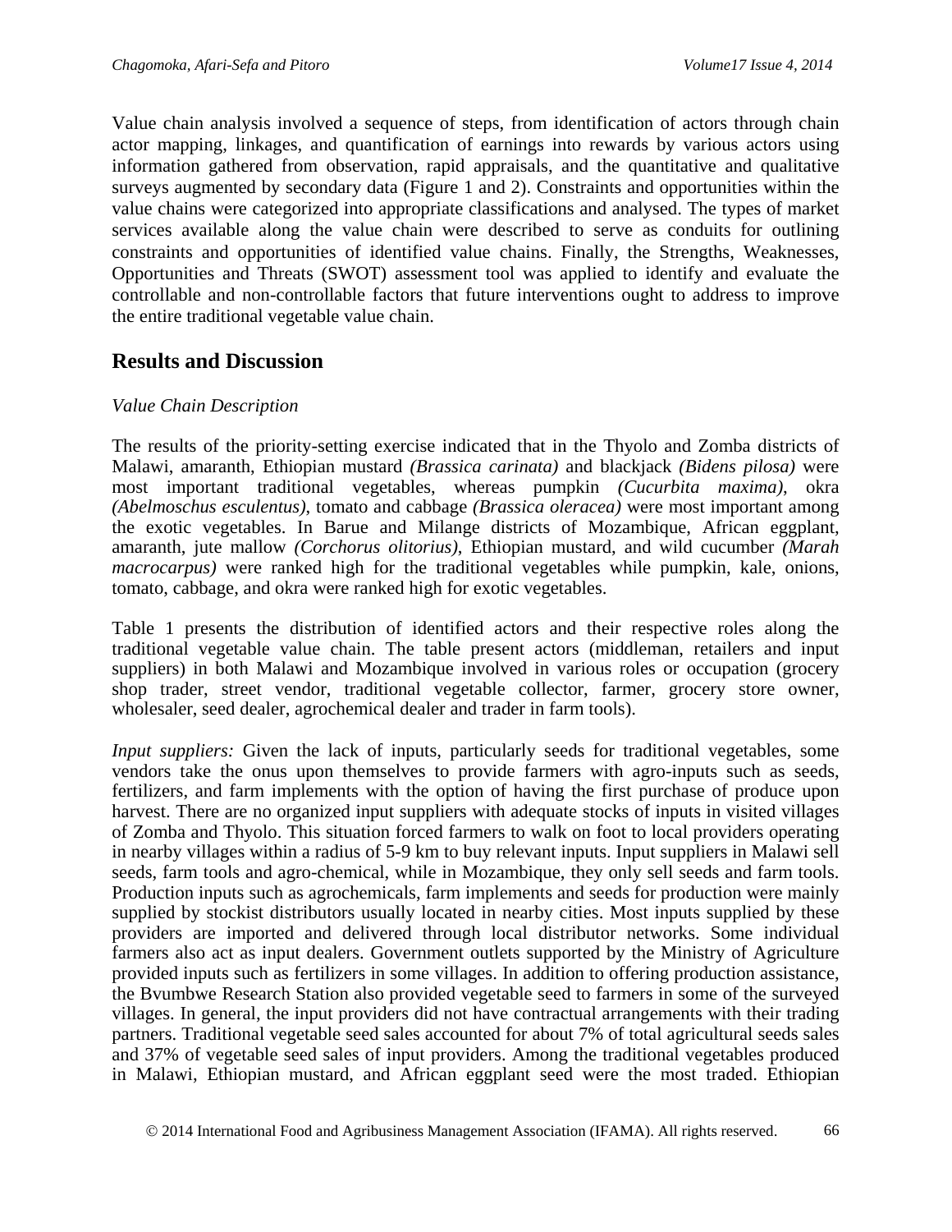Value chain analysis involved a sequence of steps, from identification of actors through chain actor mapping, linkages, and quantification of earnings into rewards by various actors using information gathered from observation, rapid appraisals, and the quantitative and qualitative surveys augmented by secondary data (Figure 1 and 2). Constraints and opportunities within the value chains were categorized into appropriate classifications and analysed. The types of market services available along the value chain were described to serve as conduits for outlining constraints and opportunities of identified value chains. Finally, the Strengths, Weaknesses, Opportunities and Threats (SWOT) assessment tool was applied to identify and evaluate the controllable and non-controllable factors that future interventions ought to address to improve the entire traditional vegetable value chain.

## Results and Discussion

*Value Chain Description*

The results of the priority-setting exercise indicated that in the Thyolo and Zomba districts of Malawi, amaranth, Ethiopian mustard *(Brassica carinata)* and blackjack *(Bidens pilosa)* were most important traditional vegetables, whereas pumpkin *(Cucurbita maxima)*, okra *(Abelmoschus esculentus)*, tomato and cabbage *(Brassica oleracea)* were most important among the exotic vegetables. In Barue and Milange districts of Mozambique, African eggplant, amaranth, jute mallow *(Corchorus olitorius)*, Ethiopian mustard, and wild cucumber *(Marah macrocarpus)* were ranked high for the traditional vegetables while pumpkin, kale, onions, tomato, cabbage, and okra were ranked high for exotic vegetables.

Table 1 presents the distribution of identified actors and their respective roles along the traditional vegetable value chain. The table present actors (middleman, retailers and input suppliers) in both Malawi and Mozambique involved in various roles or occupation (grocery shop trader, street vendor, traditional vegetable collector, farmer, grocery store owner, wholesaler, seed dealer, agrochemical dealer and trader in farm tools).

*Input suppliers:* Given the lack of inputs, particularly seeds for traditional vegetables, some vendors take the onus upon themselves to provide farmers with agro-inputs such as seeds, fertilizers, and farm implements with the option of having the first purchase of produce upon harvest. There are no organized input suppliers with adequate stocks of inputs in visited villages of Zomba and Thyolo. This situation forced farmers to walk on foot to local providers operating in nearby villages within a radius of 5-9 km to buy relevant inputs. Input suppliers in Malawi sell seeds, farm tools and agro-chemical, while in Mozambique, they only sell seeds and farm tools. Production inputs such as agrochemicals, farm implements and seeds for production were mainly supplied by stockist distributors usually located in nearby cities. Most inputs supplied by these providers are imported and delivered through local distributor networks. Some individual farmers also act as input dealers. Government outlets supported by the Ministry of Agriculture provided inputs such as fertilizers in some villages. In addition to offering production assistance, the Bvumbwe Research Station also provided vegetable seed to farmers in some of the surveyed villages. In general, the input providers did not have contractual arrangements with their trading partners. Traditional vegetable seed sales accounted for about 7% of total agricultural seeds sales and 37% of vegetable seed sales of input providers. Among the traditional vegetables produced in Malawi, Ethiopian mustard, and African eggplant seed were the most traded. Ethiopian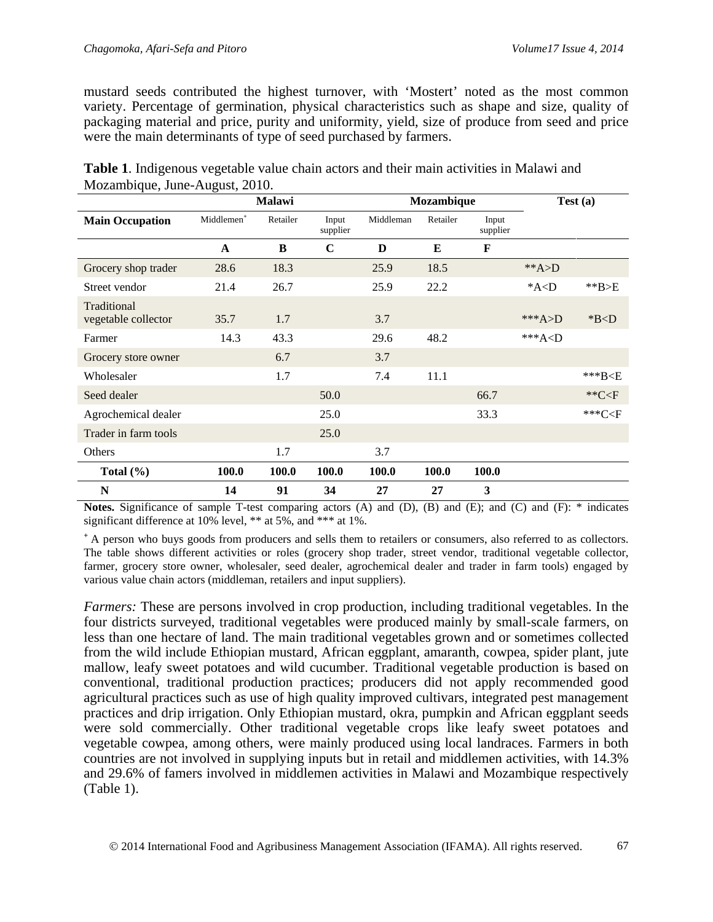mustard seeds contributed the highest turnover, with 'Mostert' noted as the most common variety. Percentage of germination, physical characteristics such as shape and size, quality of packaging material and price, purity and uniformity, yield, size of produce from seed and price were the main determinants of type of seed purchased by farmers.

**Table 1**. Indigenous vegetable value chain actors and their main activities in Malawi and Mozambique, June-August, 2010.

| | Malawi | | | Mozambique | | | Test (a) | |
|---|---|---|---|---|---|---|---|---|
| **Main Occupation** | Middlemen[+] | Retailer | Input supplier | Middleman | Retailer | Input supplier | | |
| | **A** | **B** | **C** | **D** | **E** | **F** | | |
| Grocery shop trader | 28.6 | 18.3 | | 25.9 | 18.5 | | **A>D | |
| Street vendor | 21.4 | 26.7 | | 25.9 | 22.2 | | *A<D | **B>E |
| Traditional vegetable collector | 35.7 | 1.7 | | 3.7 | | | ***A>D | *B<D |
| Farmer | 14.3 | 43.3 | | 29.6 | 48.2 | | ***A<D | |
| Grocery store owner | | 6.7 | | 3.7 | | | | |
| Wholesaler | | 1.7 | | 7.4 | 11.1 | | | ***B<E |
| Seed dealer | | | 50.0 | | | 66.7 | | **C<F |
| Agrochemical dealer | | | 25.0 | | | 33.3 | | ***C<F |
| Trader in farm tools | | | 25.0 | | | | | |
| Others | | 1.7 | | 3.7 | | | | |
| **Total (%)** | **100.0** | **100.0** | **100.0** | **100.0** | **100.0** | **100.0** | | |
| **N** | **14** | **91** | **34** | **27** | **27** | **3** | | |

**Notes.** Significance of sample T-test comparing actors (A) and (D), (B) and (E); and (C) and (F): * indicates significant difference at 10% level, ** at 5%, and *** at 1%.

[+] A person who buys goods from producers and sells them to retailers or consumers, also referred to as collectors. The table shows different activities or roles (grocery shop trader, street vendor, traditional vegetable collector, farmer, grocery store owner, wholesaler, seed dealer, agrochemical dealer and trader in farm tools) engaged by various value chain actors (middleman, retailers and input suppliers).

*Farmers:* These are persons involved in crop production, including traditional vegetables. In the four districts surveyed, traditional vegetables were produced mainly by small-scale farmers, on less than one hectare of land. The main traditional vegetables grown and or sometimes collected from the wild include Ethiopian mustard, African eggplant, amaranth, cowpea, spider plant, jute mallow, leafy sweet potatoes and wild cucumber. Traditional vegetable production is based on conventional, traditional production practices; producers did not apply recommended good agricultural practices such as use of high quality improved cultivars, integrated pest management practices and drip irrigation. Only Ethiopian mustard, okra, pumpkin and African eggplant seeds were sold commercially. Other traditional vegetable crops like leafy sweet potatoes and vegetable cowpea, among others, were mainly produced using local landraces. Farmers in both countries are not involved in supplying inputs but in retail and middlemen activities, with 14.3% and 29.6% of famers involved in middlemen activities in Malawi and Mozambique respectively (Table 1).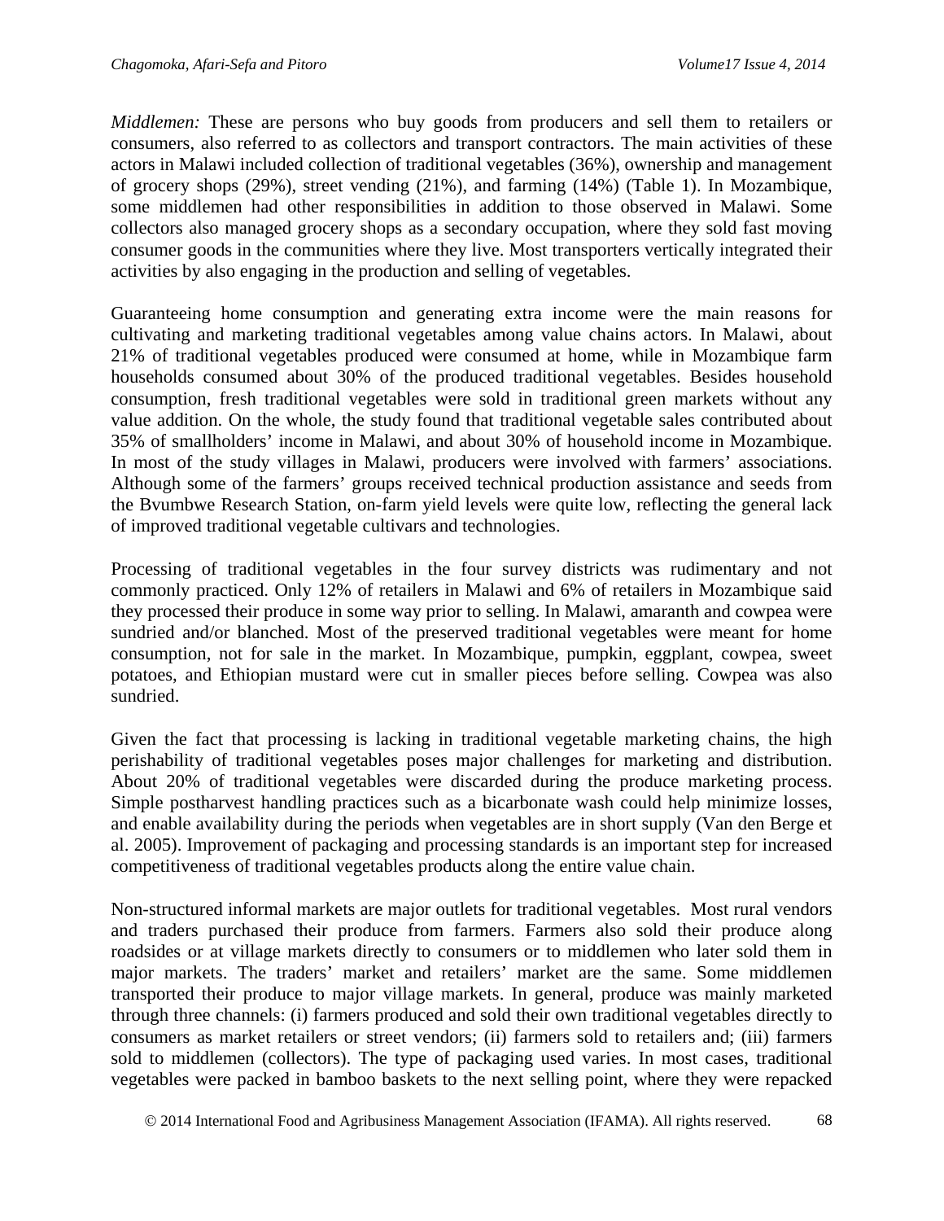*Middlemen:* These are persons who buy goods from producers and sell them to retailers or consumers, also referred to as collectors and transport contractors. The main activities of these actors in Malawi included collection of traditional vegetables (36%), ownership and management of grocery shops (29%), street vending (21%), and farming (14%) (Table 1). In Mozambique, some middlemen had other responsibilities in addition to those observed in Malawi. Some collectors also managed grocery shops as a secondary occupation, where they sold fast moving consumer goods in the communities where they live. Most transporters vertically integrated their activities by also engaging in the production and selling of vegetables.

Guaranteeing home consumption and generating extra income were the main reasons for cultivating and marketing traditional vegetables among value chains actors. In Malawi, about 21% of traditional vegetables produced were consumed at home, while in Mozambique farm households consumed about 30% of the produced traditional vegetables. Besides household consumption, fresh traditional vegetables were sold in traditional green markets without any value addition. On the whole, the study found that traditional vegetable sales contributed about 35% of smallholders' income in Malawi, and about 30% of household income in Mozambique. In most of the study villages in Malawi, producers were involved with farmers' associations. Although some of the farmers' groups received technical production assistance and seeds from the Bvumbwe Research Station, on-farm yield levels were quite low, reflecting the general lack of improved traditional vegetable cultivars and technologies.

Processing of traditional vegetables in the four survey districts was rudimentary and not commonly practiced. Only 12% of retailers in Malawi and 6% of retailers in Mozambique said they processed their produce in some way prior to selling. In Malawi, amaranth and cowpea were sundried and/or blanched. Most of the preserved traditional vegetables were meant for home consumption, not for sale in the market. In Mozambique, pumpkin, eggplant, cowpea, sweet potatoes, and Ethiopian mustard were cut in smaller pieces before selling. Cowpea was also sundried.

Given the fact that processing is lacking in traditional vegetable marketing chains, the high perishability of traditional vegetables poses major challenges for marketing and distribution. About 20% of traditional vegetables were discarded during the produce marketing process. Simple postharvest handling practices such as a bicarbonate wash could help minimize losses, and enable availability during the periods when vegetables are in short supply (Van den Berge et al. 2005). Improvement of packaging and processing standards is an important step for increased competitiveness of traditional vegetables products along the entire value chain.

Non-structured informal markets are major outlets for traditional vegetables. Most rural vendors and traders purchased their produce from farmers. Farmers also sold their produce along roadsides or at village markets directly to consumers or to middlemen who later sold them in major markets. The traders' market and retailers' market are the same. Some middlemen transported their produce to major village markets. In general, produce was mainly marketed through three channels: (i) farmers produced and sold their own traditional vegetables directly to consumers as market retailers or street vendors; (ii) farmers sold to retailers and; (iii) farmers sold to middlemen (collectors). The type of packaging used varies. In most cases, traditional vegetables were packed in bamboo baskets to the next selling point, where they were repacked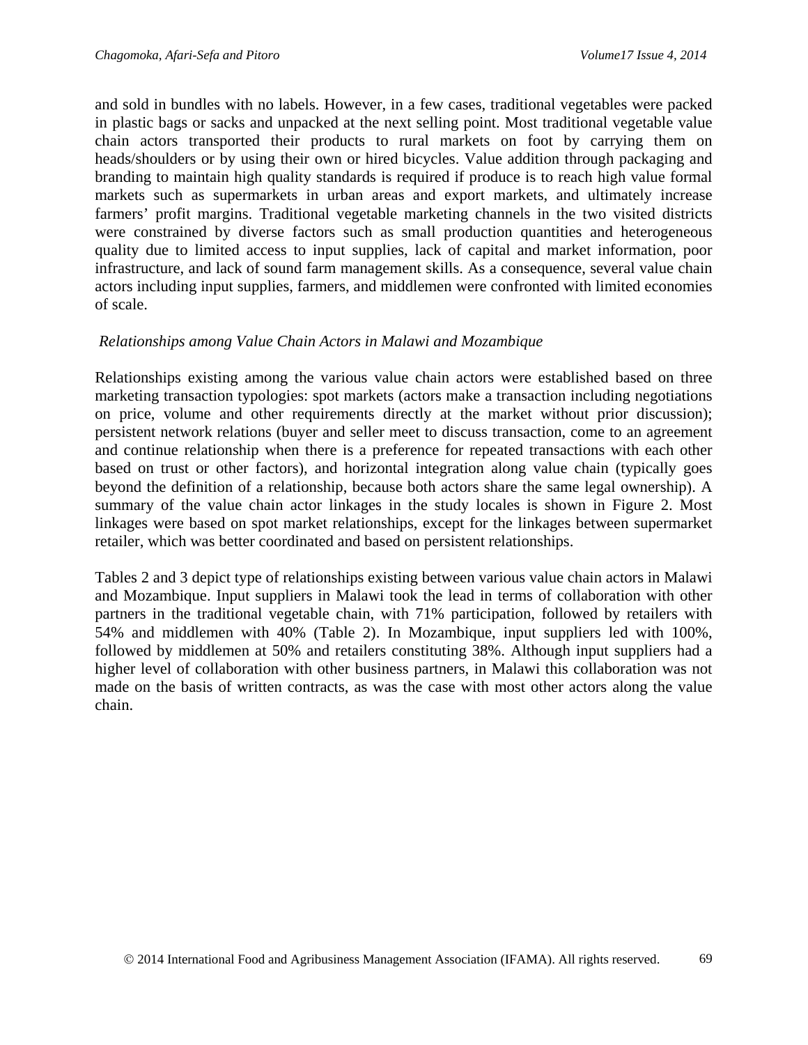and sold in bundles with no labels. However, in a few cases, traditional vegetables were packed in plastic bags or sacks and unpacked at the next selling point. Most traditional vegetable value chain actors transported their products to rural markets on foot by carrying them on heads/shoulders or by using their own or hired bicycles. Value addition through packaging and branding to maintain high quality standards is required if produce is to reach high value formal markets such as supermarkets in urban areas and export markets, and ultimately increase farmers' profit margins. Traditional vegetable marketing channels in the two visited districts were constrained by diverse factors such as small production quantities and heterogeneous quality due to limited access to input supplies, lack of capital and market information, poor infrastructure, and lack of sound farm management skills. As a consequence, several value chain actors including input supplies, farmers, and middlemen were confronted with limited economies of scale.

*Relationships among Value Chain Actors in Malawi and Mozambique*

Relationships existing among the various value chain actors were established based on three marketing transaction typologies: spot markets (actors make a transaction including negotiations on price, volume and other requirements directly at the market without prior discussion); persistent network relations (buyer and seller meet to discuss transaction, come to an agreement and continue relationship when there is a preference for repeated transactions with each other based on trust or other factors), and horizontal integration along value chain (typically goes beyond the definition of a relationship, because both actors share the same legal ownership). A summary of the value chain actor linkages in the study locales is shown in Figure 2. Most linkages were based on spot market relationships, except for the linkages between supermarket retailer, which was better coordinated and based on persistent relationships.

Tables 2 and 3 depict type of relationships existing between various value chain actors in Malawi and Mozambique. Input suppliers in Malawi took the lead in terms of collaboration with other partners in the traditional vegetable chain, with 71% participation, followed by retailers with 54% and middlemen with 40% (Table 2). In Mozambique, input suppliers led with 100%, followed by middlemen at 50% and retailers constituting 38%. Although input suppliers had a higher level of collaboration with other business partners, in Malawi this collaboration was not made on the basis of written contracts, as was the case with most other actors along the value chain.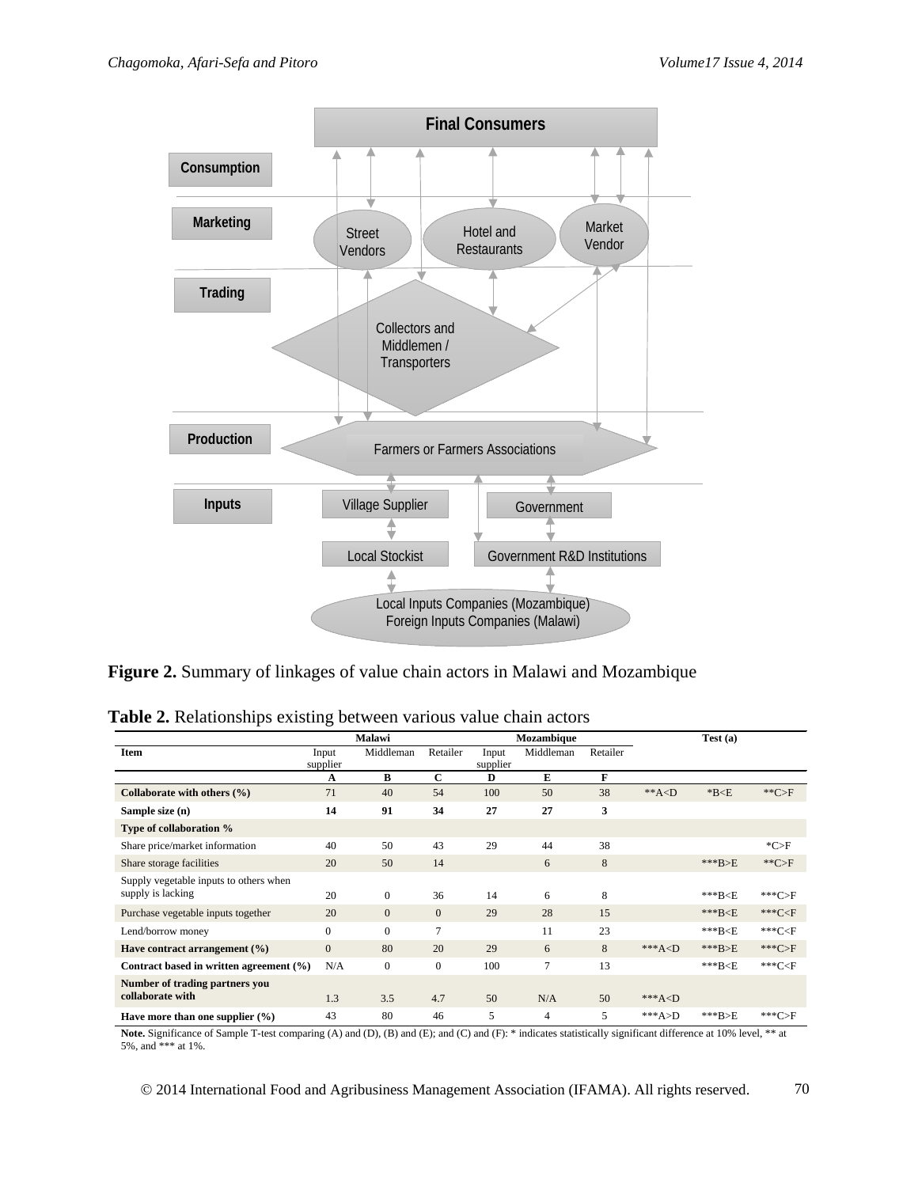**Figure 2.** Summary of linkages of value chain actors in Malawi and Mozambique

**Table 2.** Relationships existing between various value chain actors

| | Malawi | | | Mozambique | | | Test (a) | | |
|---|---|---|---|---|---|---|---|---|---|
| **Item** | Input supplier | Middleman | Retailer | Input supplier | Middleman | Retailer | | | |
| | **A** | **B** | **C** | **D** | **E** | **F** | | | |
| **Collaborate with others (%)** | 71 | 40 | 54 | 100 | 50 | 38 | **A<D | *B<E | **C>F |
| **Sample size (n)** | **14** | **91** | **34** | **27** | **27** | **3** | | | |
| **Type of collaboration %** | | | | | | | | | |
| Share price/market information | 40 | 50 | 43 | 29 | 44 | 38 | | | *C>F |
| Share storage facilities | 20 | 50 | 14 | | 6 | 8 | | ***B>E | **C>F |
| Supply vegetable inputs to others when supply is lacking | 20 | 0 | 36 | 14 | 6 | 8 | | ***B<E | ***C>F |
| Purchase vegetable inputs together | 20 | 0 | 0 | 29 | 28 | 15 | | ***B<E | ***C<F |
| Lend/borrow money | 0 | 0 | 7 | | 11 | 23 | | ***B<E | ***C<F |
| **Have contract arrangement (%)** | 0 | 80 | 20 | 29 | 6 | 8 | ***A<D | ***B>E | ***C>F |
| **Contract based in written agreement (%)** | N/A | 0 | 0 | 100 | 7 | 13 | | ***B<E | ***C<F |
| **Number of trading partners you collaborate with** | 1.3 | 3.5 | 4.7 | 50 | N/A | 50 | ***A<D | | |
| **Have more than one supplier (%)** | 43 | 80 | 46 | 5 | 4 | 5 | ***A>D | ***B>E | ***C>F |

**Note.** Significance of Sample T-test comparing (A) and (D), (B) and (E); and (C) and (F): * indicates statistically significant difference at 10% level, ** at 5%, and *** at 1%.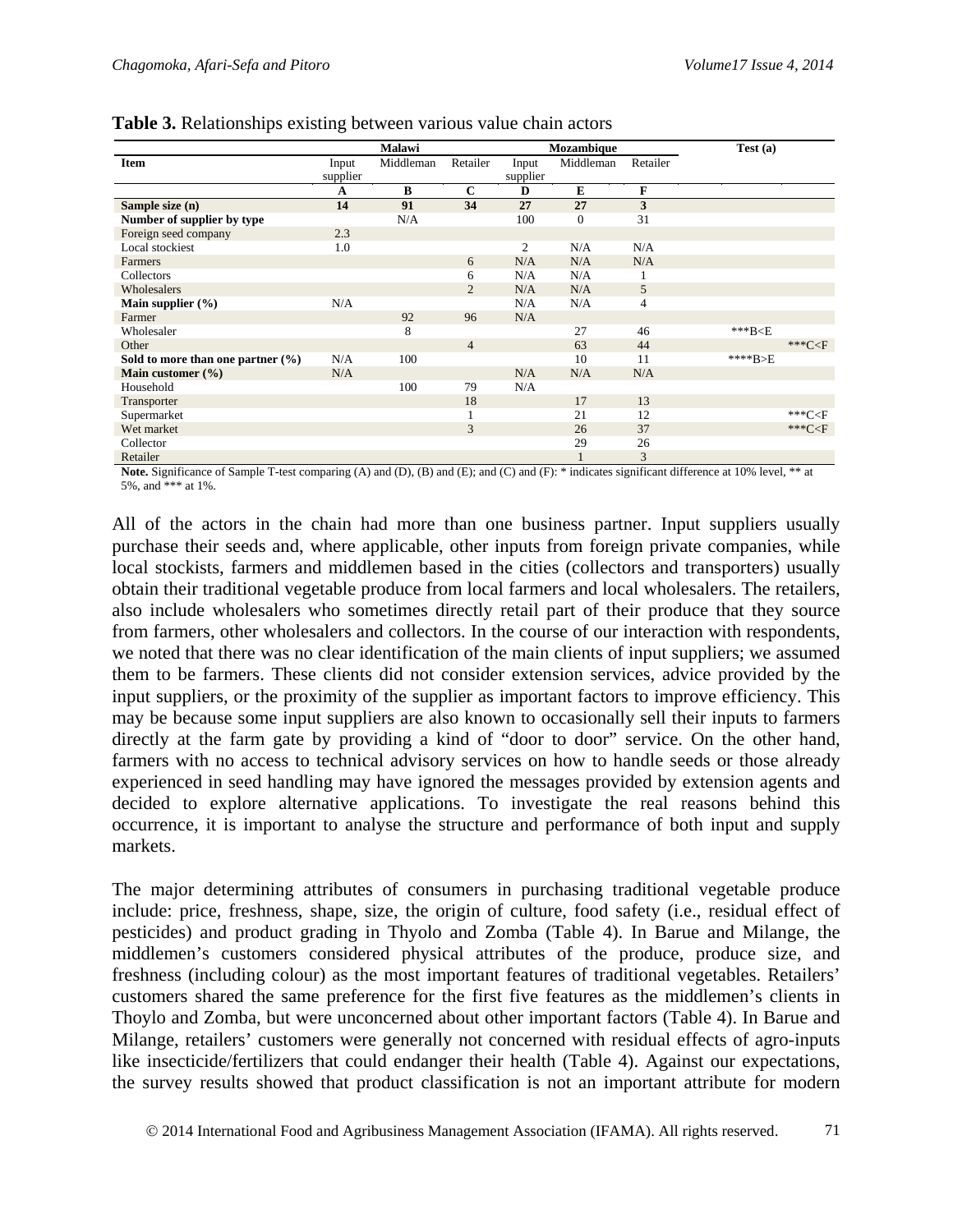**Table 3.** Relationships existing between various value chain actors

| | Malawi | | | Mozambique | | | Test (a) | |
|---|---|---|---|---|---|---|---|---|
| **Item** | Input supplier | Middleman | Retailer | Input supplier | Middleman | Retailer | | |
| | **A** | **B** | **C** | **D** | **E** | **F** | | |
| **Sample size (n)** | **14** | **91** | **34** | **27** | **27** | **3** | | |
| **Number of supplier by type** | | N/A | | 100 | 0 | 31 | | |
| Foreign seed company | 2.3 | | | | | | | |
| Local stockiest | 1.0 | | | 2 | N/A | N/A | | |
| Farmers | | | 6 | N/A | N/A | N/A | | |
| Collectors | | | 6 | N/A | N/A | 1 | | |
| Wholesalers | | | 2 | N/A | N/A | 5 | | |
| **Main supplier (%)** | N/A | | | N/A | N/A | 4 | | |
| Farmer | | 92 | 96 | N/A | | | | |
| Wholesaler | | 8 | | | 27 | 46 | ***B<E | |
| Other | | | 4 | | 63 | 44 | | ***C<F |
| **Sold to more than one partner (%)** | N/A | 100 | | | 10 | 11 | ****B>E | |
| **Main customer (%)** | N/A | | | N/A | N/A | N/A | | |
| Household | | 100 | 79 | N/A | | | | |
| Transporter | | | 18 | | 17 | 13 | | |
| Supermarket | | | 1 | | 21 | 12 | | ***C<F |
| Wet market | | | 3 | | 26 | 37 | | ***C<F |
| Collector | | | | | 29 | 26 | | |
| Retailer | | | | | 1 | 3 | | |

**Note.** Significance of Sample T-test comparing (A) and (D), (B) and (E); and (C) and (F): * indicates significant difference at 10% level, ** at 5%, and *** at 1%.

All of the actors in the chain had more than one business partner. Input suppliers usually purchase their seeds and, where applicable, other inputs from foreign private companies, while local stockists, farmers and middlemen based in the cities (collectors and transporters) usually obtain their traditional vegetable produce from local farmers and local wholesalers. The retailers, also include wholesalers who sometimes directly retail part of their produce that they source from farmers, other wholesalers and collectors. In the course of our interaction with respondents, we noted that there was no clear identification of the main clients of input suppliers; we assumed them to be farmers. These clients did not consider extension services, advice provided by the input suppliers, or the proximity of the supplier as important factors to improve efficiency. This may be because some input suppliers are also known to occasionally sell their inputs to farmers directly at the farm gate by providing a kind of "door to door" service. On the other hand, farmers with no access to technical advisory services on how to handle seeds or those already experienced in seed handling may have ignored the messages provided by extension agents and decided to explore alternative applications. To investigate the real reasons behind this occurrence, it is important to analyse the structure and performance of both input and supply markets.

The major determining attributes of consumers in purchasing traditional vegetable produce include: price, freshness, shape, size, the origin of culture, food safety (i.e., residual effect of pesticides) and product grading in Thyolo and Zomba (Table 4). In Barue and Milange, the middlemen's customers considered physical attributes of the produce, produce size, and freshness (including colour) as the most important features of traditional vegetables. Retailers' customers shared the same preference for the first five features as the middlemen's clients in Thoylo and Zomba, but were unconcerned about other important factors (Table 4). In Barue and Milange, retailers' customers were generally not concerned with residual effects of agro-inputs like insecticide/fertilizers that could endanger their health (Table 4). Against our expectations, the survey results showed that product classification is not an important attribute for modern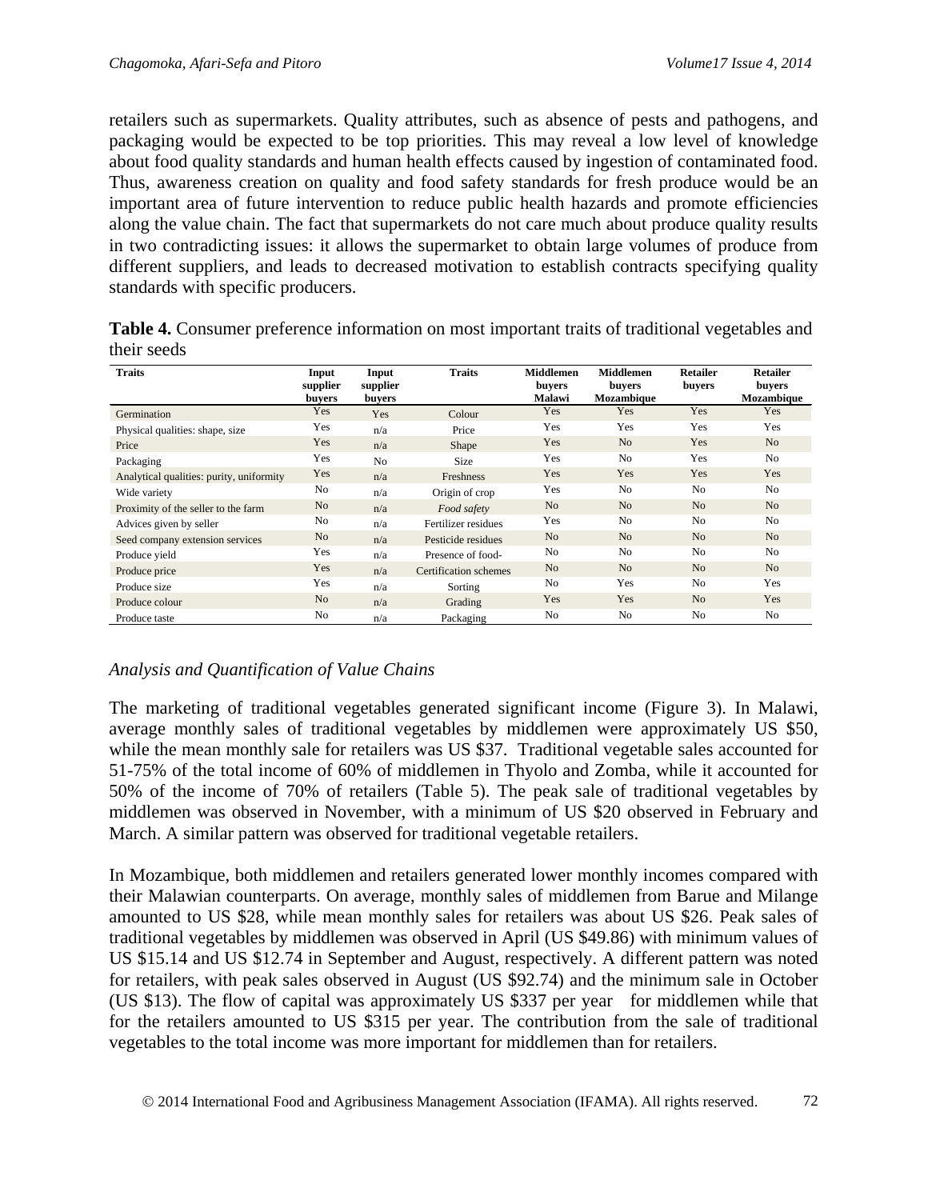retailers such as supermarkets. Quality attributes, such as absence of pests and pathogens, and packaging would be expected to be top priorities. This may reveal a low level of knowledge about food quality standards and human health effects caused by ingestion of contaminated food. Thus, awareness creation on quality and food safety standards for fresh produce would be an important area of future intervention to reduce public health hazards and promote efficiencies along the value chain. The fact that supermarkets do not care much about produce quality results in two contradicting issues: it allows the supermarket to obtain large volumes of produce from different suppliers, and leads to decreased motivation to establish contracts specifying quality standards with specific producers.

**Table 4.** Consumer preference information on most important traits of traditional vegetables and their seeds

| Traits | Input supplier buyers | Input supplier buyers | Traits | Middlemen buyers Malawi | Middlemen buyers Mozambique | Retailer buyers | Retailer buyers Mozambique |
|---|---|---|---|---|---|---|---|
| Germination | Yes | Yes | Colour | Yes | Yes | Yes | Yes |
| Physical qualities: shape, size | Yes | n/a | Price | Yes | Yes | Yes | Yes |
| Price | Yes | n/a | Shape | Yes | No | Yes | No |
| Packaging | Yes | No | Size | Yes | No | Yes | No |
| Analytical qualities: purity, uniformity | Yes | n/a | Freshness | Yes | Yes | Yes | Yes |
| Wide variety | No | n/a | Origin of crop | Yes | No | No | No |
| Proximity of the seller to the farm | No | n/a | *Food safety* | No | No | No | No |
| Advices given by seller | No | n/a | Fertilizer residues | Yes | No | No | No |
| Seed company extension services | No | n/a | Pesticide residues | No | No | No | No |
| Produce yield | Yes | n/a | Presence of food- | No | No | No | No |
| Produce price | Yes | n/a | Certification schemes | No | No | No | No |
| Produce size | Yes | n/a | Sorting | No | Yes | No | Yes |
| Produce colour | No | n/a | Grading | Yes | Yes | No | Yes |
| Produce taste | No | n/a | Packaging | No | No | No | No |

*Analysis and Quantification of Value Chains*

The marketing of traditional vegetables generated significant income (Figure 3). In Malawi, average monthly sales of traditional vegetables by middlemen were approximately US $50, while the mean monthly sale for retailers was US $37. Traditional vegetable sales accounted for 51-75% of the total income of 60% of middlemen in Thyolo and Zomba, while it accounted for 50% of the income of 70% of retailers (Table 5). The peak sale of traditional vegetables by middlemen was observed in November, with a minimum of US $20 observed in February and March. A similar pattern was observed for traditional vegetable retailers.

In Mozambique, both middlemen and retailers generated lower monthly incomes compared with their Malawian counterparts. On average, monthly sales of middlemen from Barue and Milange amounted to US $28, while mean monthly sales for retailers was about US $26. Peak sales of traditional vegetables by middlemen was observed in April (US $49.86) with minimum values of US $15.14 and US $12.74 in September and August, respectively. A different pattern was noted for retailers, with peak sales observed in August (US $92.74) and the minimum sale in October (US $13). The flow of capital was approximately US $337 per year for middlemen while that for the retailers amounted to US $315 per year. The contribution from the sale of traditional vegetables to the total income was more important for middlemen than for retailers.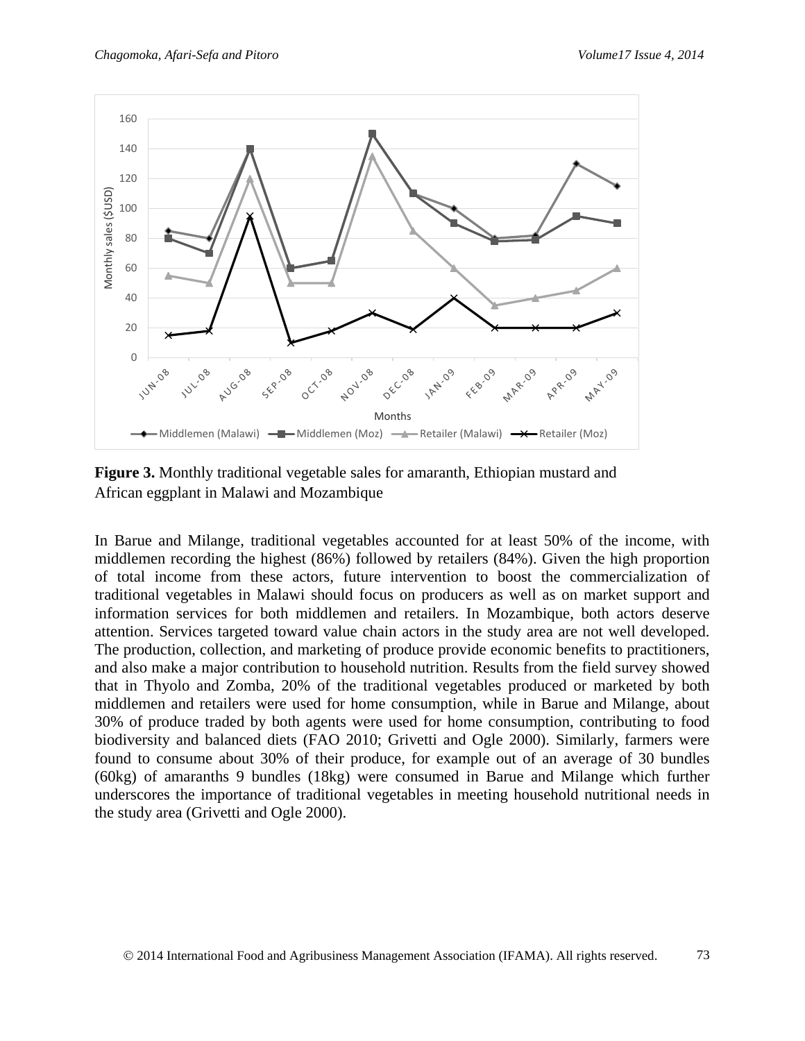**Figure 3.** Monthly traditional vegetable sales for amaranth, Ethiopian mustard and African eggplant in Malawi and Mozambique

In Barue and Milange, traditional vegetables accounted for at least 50% of the income, with middlemen recording the highest (86%) followed by retailers (84%). Given the high proportion of total income from these actors, future intervention to boost the commercialization of traditional vegetables in Malawi should focus on producers as well as on market support and information services for both middlemen and retailers. In Mozambique, both actors deserve attention. Services targeted toward value chain actors in the study area are not well developed. The production, collection, and marketing of produce provide economic benefits to practitioners, and also make a major contribution to household nutrition. Results from the field survey showed that in Thyolo and Zomba, 20% of the traditional vegetables produced or marketed by both middlemen and retailers were used for home consumption, while in Barue and Milange, about 30% of produce traded by both agents were used for home consumption, contributing to food biodiversity and balanced diets (FAO 2010; Grivetti and Ogle 2000). Similarly, farmers were found to consume about 30% of their produce, for example out of an average of 30 bundles (60kg) of amaranths 9 bundles (18kg) were consumed in Barue and Milange which further underscores the importance of traditional vegetables in meeting household nutritional needs in the study area (Grivetti and Ogle 2000).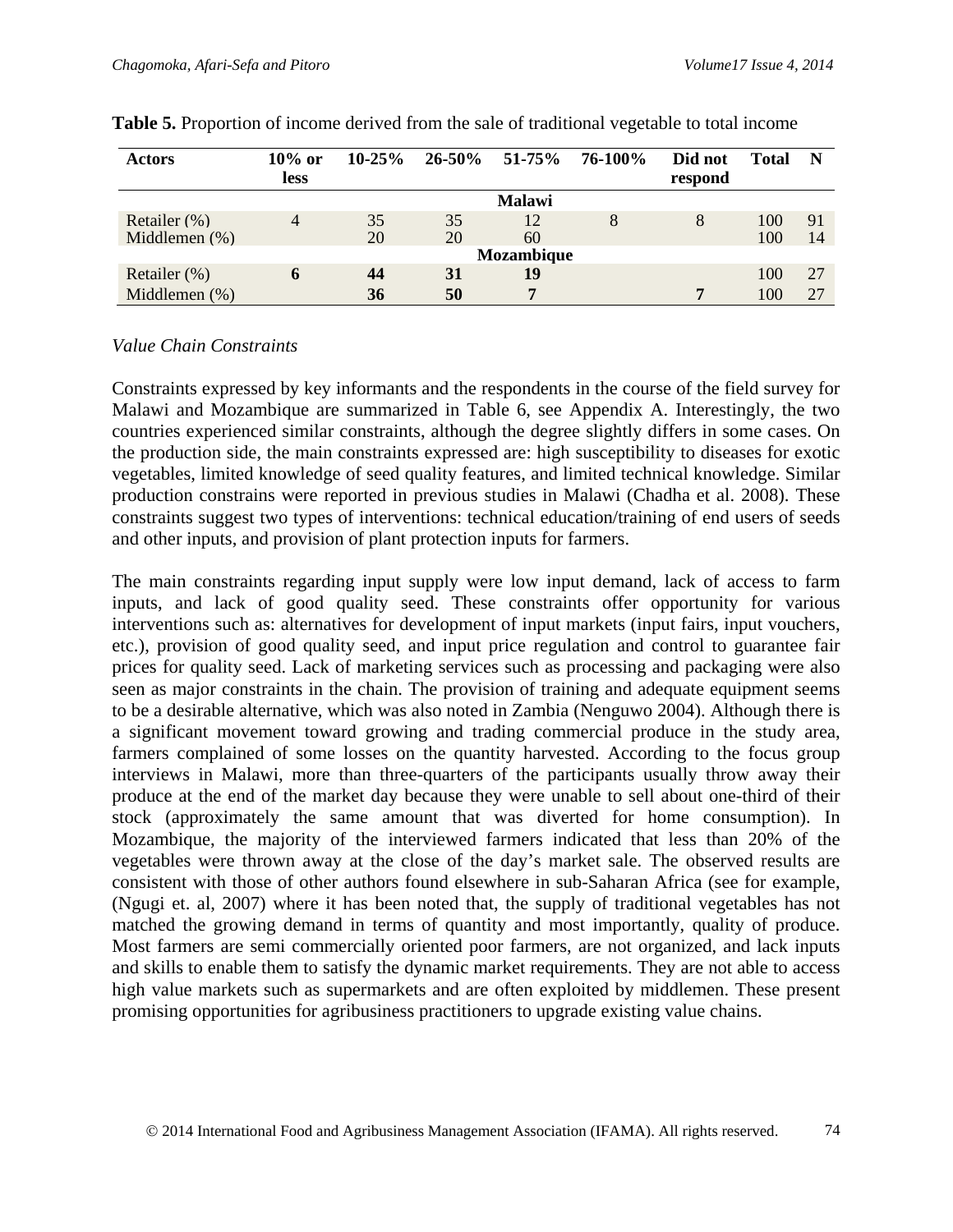**Table 5.** Proportion of income derived from the sale of traditional vegetable to total income

| Actors | 10% or less | 10-25% | 26-50% | 51-75% | 76-100% | Did not respond | Total | N |
|---|---|---|---|---|---|---|---|---|
| | | | | **Malawi** | | | | |
| Retailer (%) | 4 | 35 | 35 | 12 | 8 | 8 | 100 | 91 |
| Middlemen (%) | | 20 | 20 | 60 | | | 100 | 14 |
| | | | | **Mozambique** | | | | |
| Retailer (%) | **6** | **44** | **31** | **19** | | | 100 | 27 |
| Middlemen (%) | | **36** | **50** | **7** | | **7** | 100 | 27 |

*Value Chain Constraints*

Constraints expressed by key informants and the respondents in the course of the field survey for Malawi and Mozambique are summarized in Table 6, see Appendix A. Interestingly, the two countries experienced similar constraints, although the degree slightly differs in some cases. On the production side, the main constraints expressed are: high susceptibility to diseases for exotic vegetables, limited knowledge of seed quality features, and limited technical knowledge. Similar production constrains were reported in previous studies in Malawi (Chadha et al. 2008). These constraints suggest two types of interventions: technical education/training of end users of seeds and other inputs, and provision of plant protection inputs for farmers.

The main constraints regarding input supply were low input demand, lack of access to farm inputs, and lack of good quality seed. These constraints offer opportunity for various interventions such as: alternatives for development of input markets (input fairs, input vouchers, etc.), provision of good quality seed, and input price regulation and control to guarantee fair prices for quality seed. Lack of marketing services such as processing and packaging were also seen as major constraints in the chain. The provision of training and adequate equipment seems to be a desirable alternative, which was also noted in Zambia (Nenguwo 2004). Although there is a significant movement toward growing and trading commercial produce in the study area, farmers complained of some losses on the quantity harvested. According to the focus group interviews in Malawi, more than three-quarters of the participants usually throw away their produce at the end of the market day because they were unable to sell about one-third of their stock (approximately the same amount that was diverted for home consumption). In Mozambique, the majority of the interviewed farmers indicated that less than 20% of the vegetables were thrown away at the close of the day's market sale. The observed results are consistent with those of other authors found elsewhere in sub-Saharan Africa (see for example, (Ngugi et. al, 2007) where it has been noted that, the supply of traditional vegetables has not matched the growing demand in terms of quantity and most importantly, quality of produce. Most farmers are semi commercially oriented poor farmers, are not organized, and lack inputs and skills to enable them to satisfy the dynamic market requirements. They are not able to access high value markets such as supermarkets and are often exploited by middlemen. These present promising opportunities for agribusiness practitioners to upgrade existing value chains.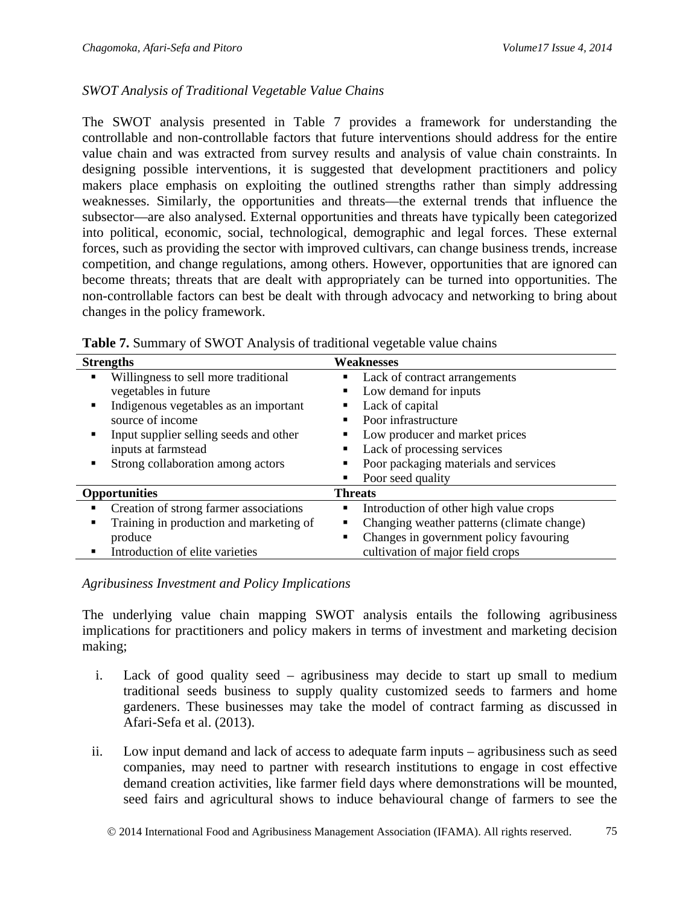*SWOT Analysis of Traditional Vegetable Value Chains*

The SWOT analysis presented in Table 7 provides a framework for understanding the controllable and non-controllable factors that future interventions should address for the entire value chain and was extracted from survey results and analysis of value chain constraints. In designing possible interventions, it is suggested that development practitioners and policy makers place emphasis on exploiting the outlined strengths rather than simply addressing weaknesses. Similarly, the opportunities and threats—the external trends that influence the subsector—are also analysed. External opportunities and threats have typically been categorized into political, economic, social, technological, demographic and legal forces. These external forces, such as providing the sector with improved cultivars, can change business trends, increase competition, and change regulations, among others. However, opportunities that are ignored can become threats; threats that are dealt with appropriately can be turned into opportunities. The non-controllable factors can best be dealt with through advocacy and networking to bring about changes in the policy framework.

**Table 7.** Summary of SWOT Analysis of traditional vegetable value chains

| **Strengths** | **Weaknesses** |
|---|---|
| ▪ Willingness to sell more traditional vegetables in future<br>▪ Indigenous vegetables as an important source of income<br>▪ Input supplier selling seeds and other inputs at farmstead<br>▪ Strong collaboration among actors | ▪ Lack of contract arrangements<br>▪ Low demand for inputs<br>▪ Lack of capital<br>▪ Poor infrastructure<br>▪ Low producer and market prices<br>▪ Lack of processing services<br>▪ Poor packaging materials and services<br>▪ Poor seed quality |
| **Opportunities** | **Threats** |
| ▪ Creation of strong farmer associations<br>▪ Training in production and marketing of produce<br>▪ Introduction of elite varieties | ▪ Introduction of other high value crops<br>▪ Changing weather patterns (climate change)<br>▪ Changes in government policy favouring cultivation of major field crops |

*Agribusiness Investment and Policy Implications*

The underlying value chain mapping SWOT analysis entails the following agribusiness implications for practitioners and policy makers in terms of investment and marketing decision making;

i. Lack of good quality seed – agribusiness may decide to start up small to medium traditional seeds business to supply quality customized seeds to farmers and home gardeners. These businesses may take the model of contract farming as discussed in Afari-Sefa et al. (2013).

ii. Low input demand and lack of access to adequate farm inputs – agribusiness such as seed companies, may need to partner with research institutions to engage in cost effective demand creation activities, like farmer field days where demonstrations will be mounted, seed fairs and agricultural shows to induce behavioural change of farmers to see the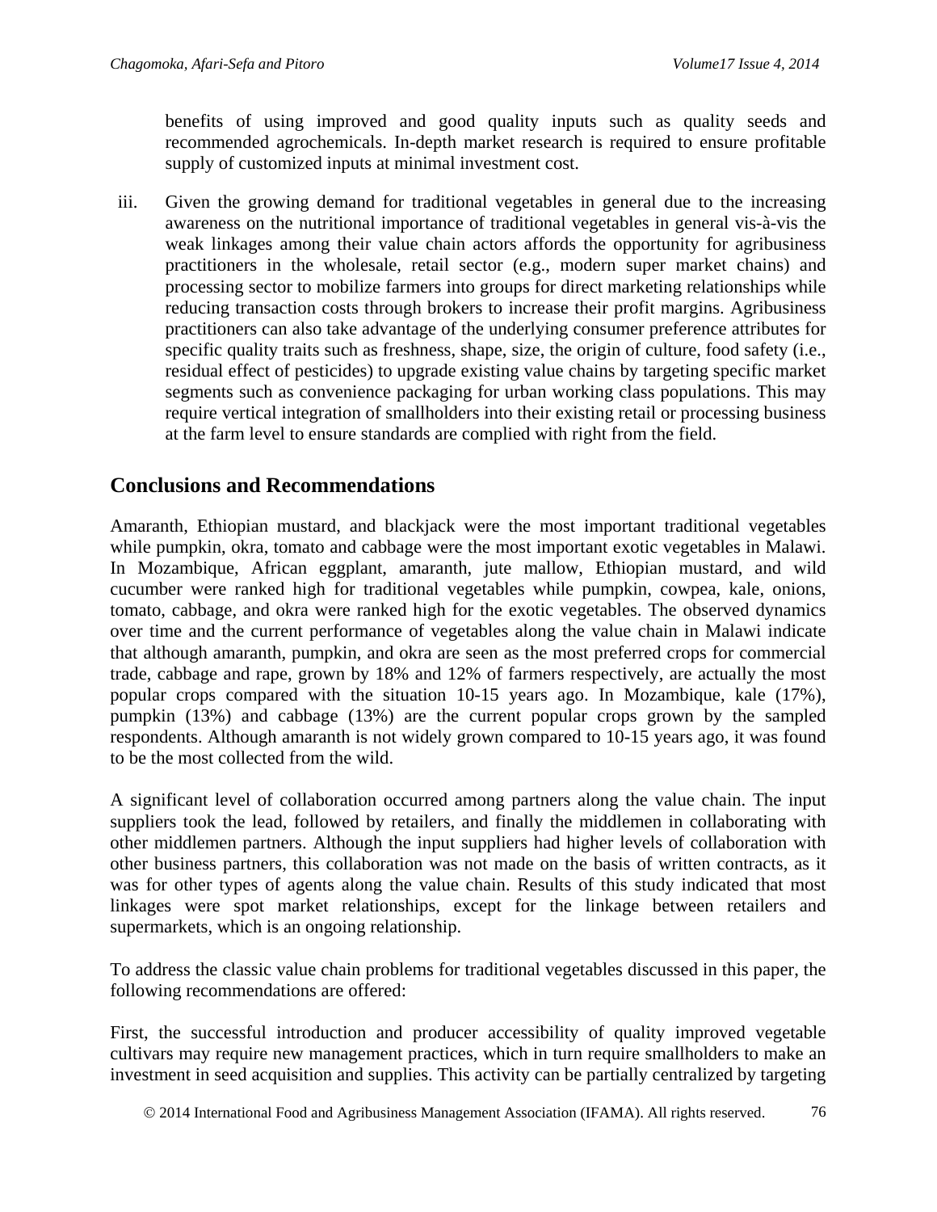benefits of using improved and good quality inputs such as quality seeds and recommended agrochemicals. In-depth market research is required to ensure profitable supply of customized inputs at minimal investment cost.

iii. Given the growing demand for traditional vegetables in general due to the increasing awareness on the nutritional importance of traditional vegetables in general vis-à-vis the weak linkages among their value chain actors affords the opportunity for agribusiness practitioners in the wholesale, retail sector (e.g., modern super market chains) and processing sector to mobilize farmers into groups for direct marketing relationships while reducing transaction costs through brokers to increase their profit margins. Agribusiness practitioners can also take advantage of the underlying consumer preference attributes for specific quality traits such as freshness, shape, size, the origin of culture, food safety (i.e., residual effect of pesticides) to upgrade existing value chains by targeting specific market segments such as convenience packaging for urban working class populations. This may require vertical integration of smallholders into their existing retail or processing business at the farm level to ensure standards are complied with right from the field.

## Conclusions and Recommendations

Amaranth, Ethiopian mustard, and blackjack were the most important traditional vegetables while pumpkin, okra, tomato and cabbage were the most important exotic vegetables in Malawi. In Mozambique, African eggplant, amaranth, jute mallow, Ethiopian mustard, and wild cucumber were ranked high for traditional vegetables while pumpkin, cowpea, kale, onions, tomato, cabbage, and okra were ranked high for the exotic vegetables. The observed dynamics over time and the current performance of vegetables along the value chain in Malawi indicate that although amaranth, pumpkin, and okra are seen as the most preferred crops for commercial trade, cabbage and rape, grown by 18% and 12% of farmers respectively, are actually the most popular crops compared with the situation 10-15 years ago. In Mozambique, kale (17%), pumpkin (13%) and cabbage (13%) are the current popular crops grown by the sampled respondents. Although amaranth is not widely grown compared to 10-15 years ago, it was found to be the most collected from the wild.

A significant level of collaboration occurred among partners along the value chain. The input suppliers took the lead, followed by retailers, and finally the middlemen in collaborating with other middlemen partners. Although the input suppliers had higher levels of collaboration with other business partners, this collaboration was not made on the basis of written contracts, as it was for other types of agents along the value chain. Results of this study indicated that most linkages were spot market relationships, except for the linkage between retailers and supermarkets, which is an ongoing relationship.

To address the classic value chain problems for traditional vegetables discussed in this paper, the following recommendations are offered:

First, the successful introduction and producer accessibility of quality improved vegetable cultivars may require new management practices, which in turn require smallholders to make an investment in seed acquisition and supplies. This activity can be partially centralized by targeting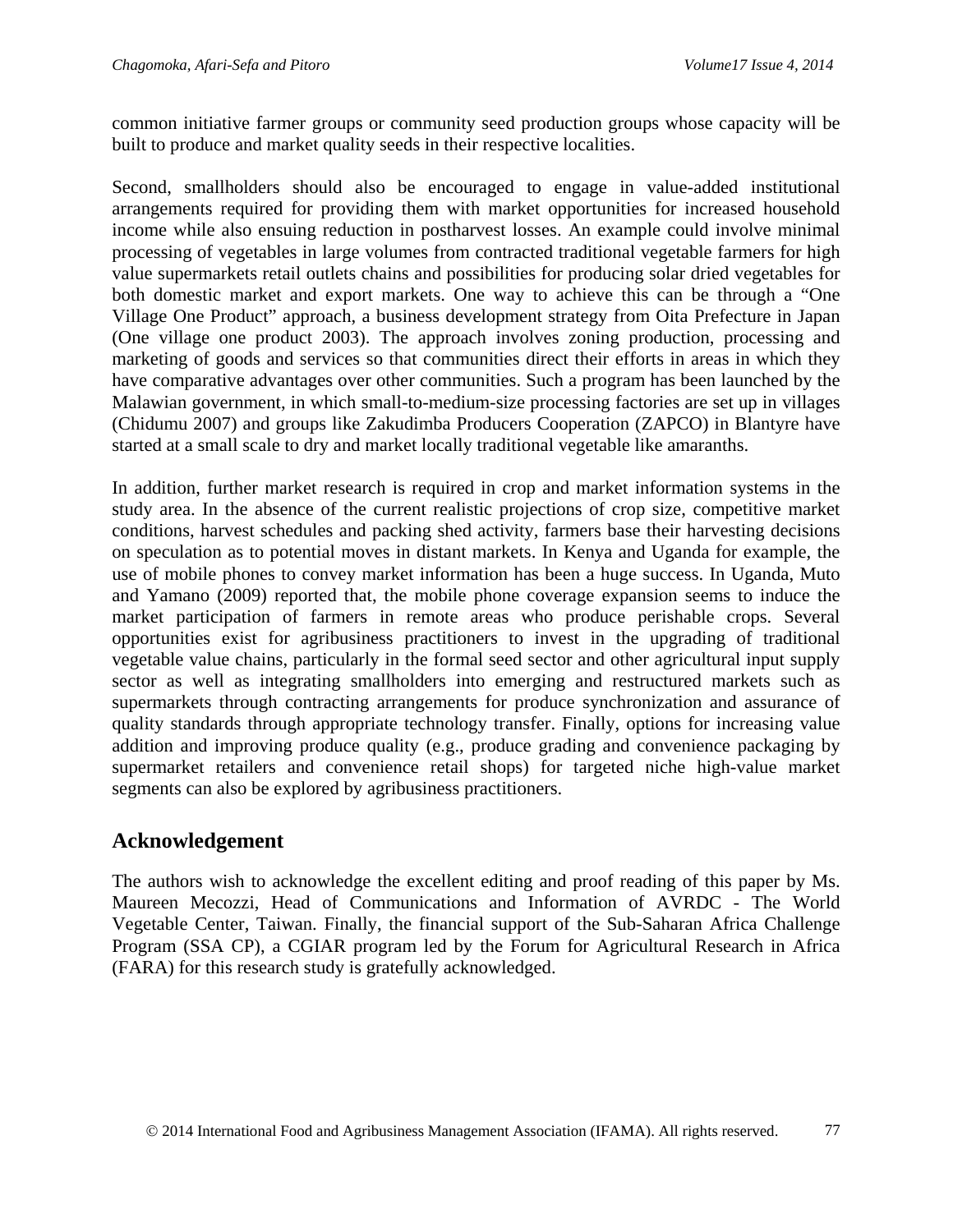common initiative farmer groups or community seed production groups whose capacity will be built to produce and market quality seeds in their respective localities.

Second, smallholders should also be encouraged to engage in value-added institutional arrangements required for providing them with market opportunities for increased household income while also ensuing reduction in postharvest losses. An example could involve minimal processing of vegetables in large volumes from contracted traditional vegetable farmers for high value supermarkets retail outlets chains and possibilities for producing solar dried vegetables for both domestic market and export markets. One way to achieve this can be through a "One Village One Product" approach, a business development strategy from Oita Prefecture in Japan (One village one product 2003). The approach involves zoning production, processing and marketing of goods and services so that communities direct their efforts in areas in which they have comparative advantages over other communities. Such a program has been launched by the Malawian government, in which small-to-medium-size processing factories are set up in villages (Chidumu 2007) and groups like Zakudimba Producers Cooperation (ZAPCO) in Blantyre have started at a small scale to dry and market locally traditional vegetable like amaranths.

In addition, further market research is required in crop and market information systems in the study area. In the absence of the current realistic projections of crop size, competitive market conditions, harvest schedules and packing shed activity, farmers base their harvesting decisions on speculation as to potential moves in distant markets. In Kenya and Uganda for example, the use of mobile phones to convey market information has been a huge success. In Uganda, Muto and Yamano (2009) reported that, the mobile phone coverage expansion seems to induce the market participation of farmers in remote areas who produce perishable crops. Several opportunities exist for agribusiness practitioners to invest in the upgrading of traditional vegetable value chains, particularly in the formal seed sector and other agricultural input supply sector as well as integrating smallholders into emerging and restructured markets such as supermarkets through contracting arrangements for produce synchronization and assurance of quality standards through appropriate technology transfer. Finally, options for increasing value addition and improving produce quality (e.g., produce grading and convenience packaging by supermarket retailers and convenience retail shops) for targeted niche high-value market segments can also be explored by agribusiness practitioners.

## Acknowledgement

The authors wish to acknowledge the excellent editing and proof reading of this paper by Ms. Maureen Mecozzi, Head of Communications and Information of AVRDC - The World Vegetable Center, Taiwan. Finally, the financial support of the Sub-Saharan Africa Challenge Program (SSA CP), a CGIAR program led by the Forum for Agricultural Research in Africa (FARA) for this research study is gratefully acknowledged.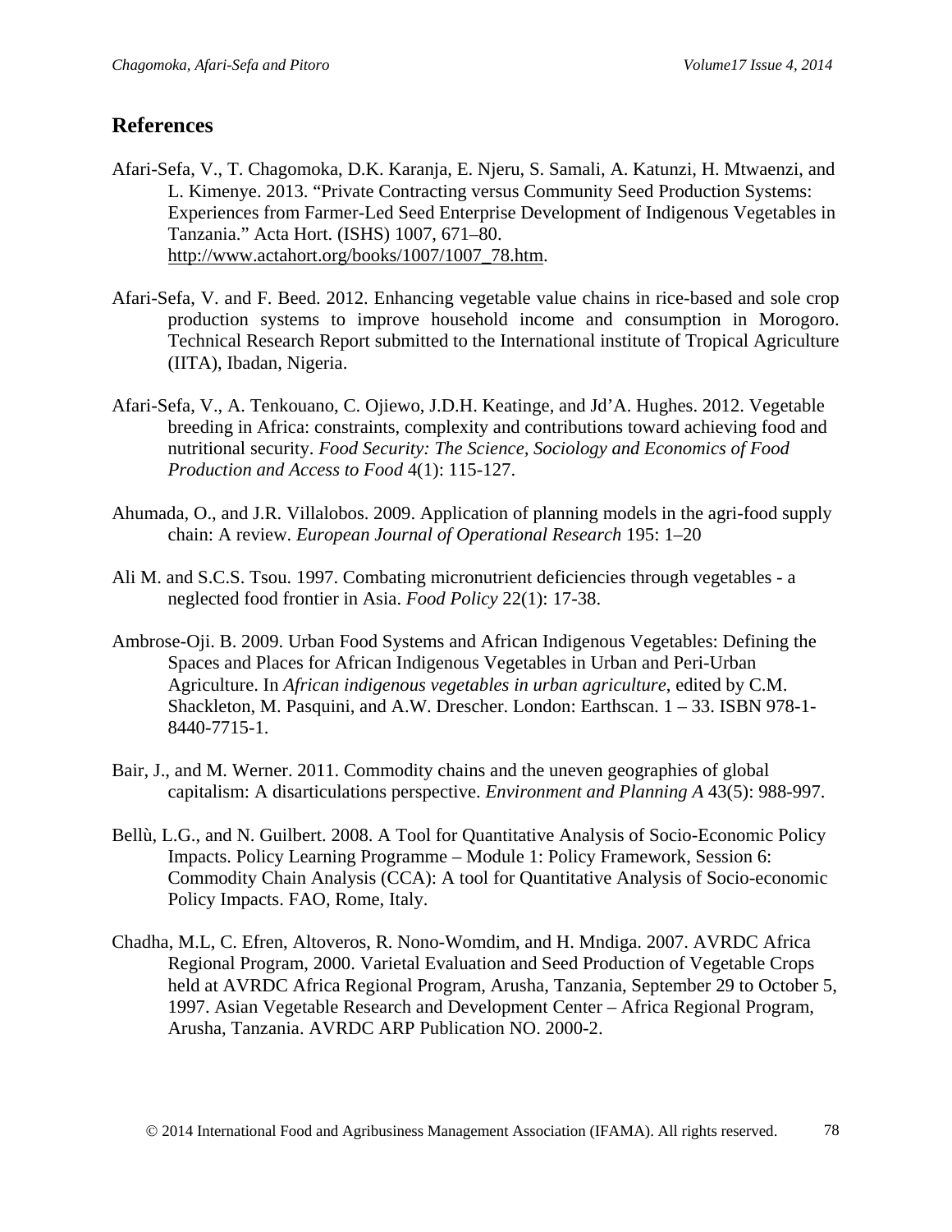## References

Afari-Sefa, V., T. Chagomoka, D.K. Karanja, E. Njeru, S. Samali, A. Katunzi, H. Mtwaenzi, and L. Kimenye. 2013. "Private Contracting versus Community Seed Production Systems: Experiences from Farmer-Led Seed Enterprise Development of Indigenous Vegetables in Tanzania." Acta Hort. (ISHS) 1007, 671–80. http://www.actahort.org/books/1007/1007_78.htm.

Afari-Sefa, V. and F. Beed. 2012. Enhancing vegetable value chains in rice-based and sole crop production systems to improve household income and consumption in Morogoro. Technical Research Report submitted to the International institute of Tropical Agriculture (IITA), Ibadan, Nigeria.

Afari-Sefa, V., A. Tenkouano, C. Ojiewo, J.D.H. Keatinge, and Jd'A. Hughes. 2012. Vegetable breeding in Africa: constraints, complexity and contributions toward achieving food and nutritional security. *Food Security: The Science, Sociology and Economics of Food Production and Access to Food* 4(1): 115-127.

Ahumada, O., and J.R. Villalobos. 2009. Application of planning models in the agri-food supply chain: A review. *European Journal of Operational Research* 195: 1–20

Ali M. and S.C.S. Tsou. 1997. Combating micronutrient deficiencies through vegetables - a neglected food frontier in Asia. *Food Policy* 22(1): 17-38.

Ambrose-Oji. B. 2009. Urban Food Systems and African Indigenous Vegetables: Defining the Spaces and Places for African Indigenous Vegetables in Urban and Peri-Urban Agriculture. In *African indigenous vegetables in urban agriculture*, edited by C.M. Shackleton, M. Pasquini, and A.W. Drescher. London: Earthscan. 1 – 33. ISBN 978-1-8440-7715-1.

Bair, J., and M. Werner. 2011. Commodity chains and the uneven geographies of global capitalism: A disarticulations perspective. *Environment and Planning A* 43(5): 988-997.

Bellù, L.G., and N. Guilbert. 2008. A Tool for Quantitative Analysis of Socio-Economic Policy Impacts. Policy Learning Programme – Module 1: Policy Framework, Session 6: Commodity Chain Analysis (CCA): A tool for Quantitative Analysis of Socio-economic Policy Impacts. FAO, Rome, Italy.

Chadha, M.L, C. Efren, Altoveros, R. Nono-Womdim, and H. Mndiga. 2007. AVRDC Africa Regional Program, 2000. Varietal Evaluation and Seed Production of Vegetable Crops held at AVRDC Africa Regional Program, Arusha, Tanzania, September 29 to October 5, 1997. Asian Vegetable Research and Development Center – Africa Regional Program, Arusha, Tanzania. AVRDC ARP Publication NO. 2000-2.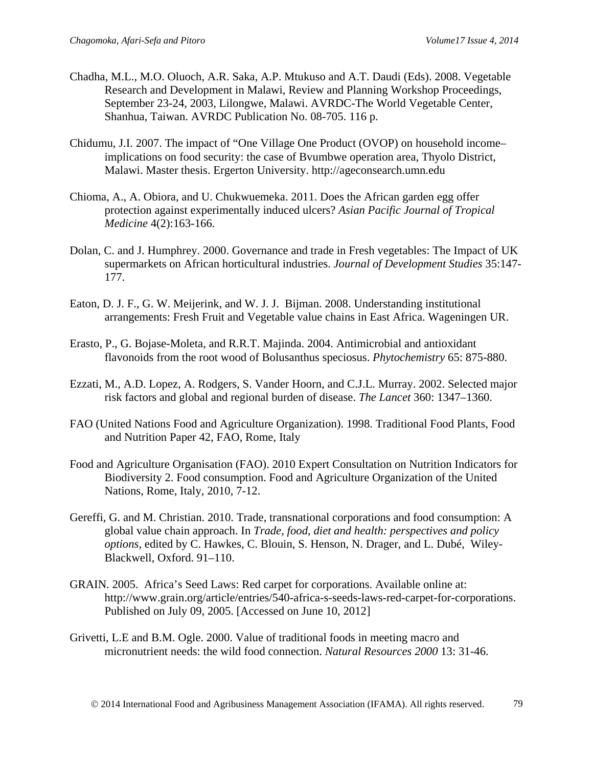Chadha, M.L., M.O. Oluoch, A.R. Saka, A.P. Mtukuso and A.T. Daudi (Eds). 2008. Vegetable Research and Development in Malawi, Review and Planning Workshop Proceedings, September 23-24, 2003, Lilongwe, Malawi. AVRDC-The World Vegetable Center, Shanhua, Taiwan. AVRDC Publication No. 08-705. 116 p.

Chidumu, J.I. 2007. The impact of "One Village One Product (OVOP) on household income–implications on food security: the case of Bvumbwe operation area, Thyolo District, Malawi. Master thesis. Ergerton University. http://ageconsearch.umn.edu

Chioma, A., A. Obiora, and U. Chukwuemeka. 2011. Does the African garden egg offer protection against experimentally induced ulcers? *Asian Pacific Journal of Tropical Medicine* 4(2):163-166.

Dolan, C. and J. Humphrey. 2000. Governance and trade in Fresh vegetables: The Impact of UK supermarkets on African horticultural industries. *Journal of Development Studies* 35:147-177.

Eaton, D. J. F., G. W. Meijerink, and W. J. J. Bijman. 2008. Understanding institutional arrangements: Fresh Fruit and Vegetable value chains in East Africa. Wageningen UR.

Erasto, P., G. Bojase-Moleta, and R.R.T. Majinda. 2004. Antimicrobial and antioxidant flavonoids from the root wood of Bolusanthus speciosus. *Phytochemistry* 65: 875-880.

Ezzati, M., A.D. Lopez, A. Rodgers, S. Vander Hoorn, and C.J.L. Murray. 2002. Selected major risk factors and global and regional burden of disease. *The Lancet* 360: 1347–1360.

FAO (United Nations Food and Agriculture Organization). 1998. Traditional Food Plants, Food and Nutrition Paper 42, FAO, Rome, Italy

Food and Agriculture Organisation (FAO). 2010 Expert Consultation on Nutrition Indicators for Biodiversity 2. Food consumption. Food and Agriculture Organization of the United Nations, Rome, Italy, 2010, 7-12.

Gereffi, G. and M. Christian. 2010. Trade, transnational corporations and food consumption: A global value chain approach. In *Trade, food, diet and health: perspectives and policy options*, edited by C. Hawkes, C. Blouin, S. Henson, N. Drager, and L. Dubé, Wiley-Blackwell, Oxford. 91–110.

GRAIN. 2005. Africa's Seed Laws: Red carpet for corporations. Available online at: http://www.grain.org/article/entries/540-africa-s-seeds-laws-red-carpet-for-corporations. Published on July 09, 2005. [Accessed on June 10, 2012]

Grivetti, L.E and B.M. Ogle. 2000. Value of traditional foods in meeting macro and micronutrient needs: the wild food connection. *Natural Resources 2000* 13: 31-46.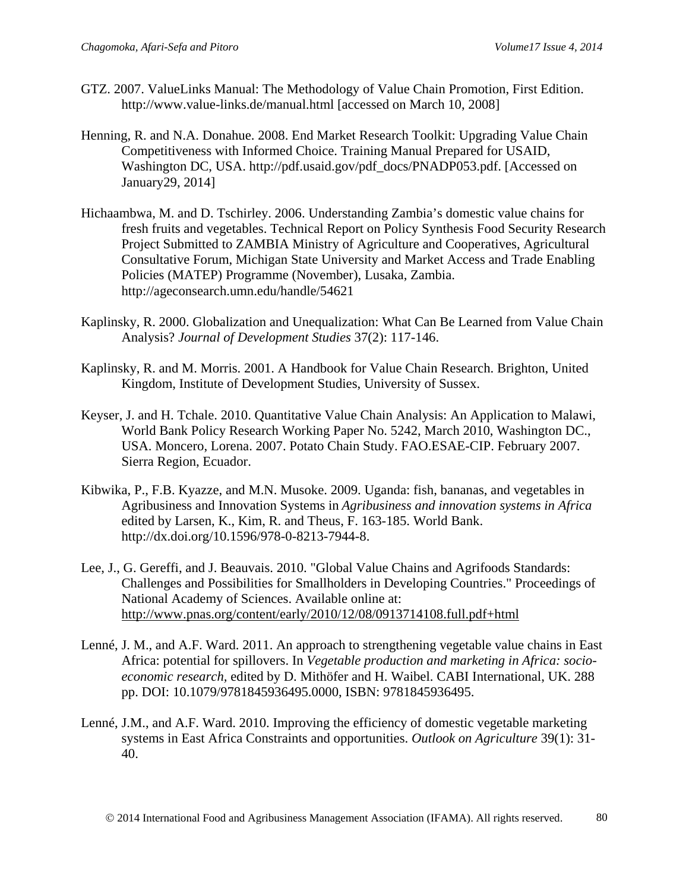GTZ. 2007. ValueLinks Manual: The Methodology of Value Chain Promotion, First Edition. http://www.value-links.de/manual.html [accessed on March 10, 2008]

Henning, R. and N.A. Donahue. 2008. End Market Research Toolkit: Upgrading Value Chain Competitiveness with Informed Choice. Training Manual Prepared for USAID, Washington DC, USA. http://pdf.usaid.gov/pdf_docs/PNADP053.pdf. [Accessed on January29, 2014]

Hichaambwa, M. and D. Tschirley. 2006. Understanding Zambia's domestic value chains for fresh fruits and vegetables. Technical Report on Policy Synthesis Food Security Research Project Submitted to ZAMBIA Ministry of Agriculture and Cooperatives, Agricultural Consultative Forum, Michigan State University and Market Access and Trade Enabling Policies (MATEP) Programme (November), Lusaka, Zambia. http://ageconsearch.umn.edu/handle/54621

Kaplinsky, R. 2000. Globalization and Unequalization: What Can Be Learned from Value Chain Analysis? *Journal of Development Studies* 37(2): 117-146.

Kaplinsky, R. and M. Morris. 2001. A Handbook for Value Chain Research. Brighton, United Kingdom, Institute of Development Studies, University of Sussex.

Keyser, J. and H. Tchale. 2010. Quantitative Value Chain Analysis: An Application to Malawi, World Bank Policy Research Working Paper No. 5242, March 2010, Washington DC., USA. Moncero, Lorena. 2007. Potato Chain Study. FAO.ESAE-CIP. February 2007. Sierra Region, Ecuador.

Kibwika, P., F.B. Kyazze, and M.N. Musoke. 2009. Uganda: fish, bananas, and vegetables in Agribusiness and Innovation Systems in *Agribusiness and innovation systems in Africa* edited by Larsen, K., Kim, R. and Theus, F. 163-185. World Bank. http://dx.doi.org/10.1596/978-0-8213-7944-8.

Lee, J., G. Gereffi, and J. Beauvais. 2010. "Global Value Chains and Agrifoods Standards: Challenges and Possibilities for Smallholders in Developing Countries." Proceedings of National Academy of Sciences. Available online at: http://www.pnas.org/content/early/2010/12/08/0913714108.full.pdf+html

Lenné, J. M., and A.F. Ward. 2011. An approach to strengthening vegetable value chains in East Africa: potential for spillovers. In *Vegetable production and marketing in Africa: socio-economic research,* edited by D. Mithöfer and H. Waibel. CABI International, UK. 288 pp. DOI: 10.1079/9781845936495.0000, ISBN: 9781845936495.

Lenné, J.M., and A.F. Ward. 2010. Improving the efficiency of domestic vegetable marketing systems in East Africa Constraints and opportunities. *Outlook on Agriculture* 39(1): 31-40.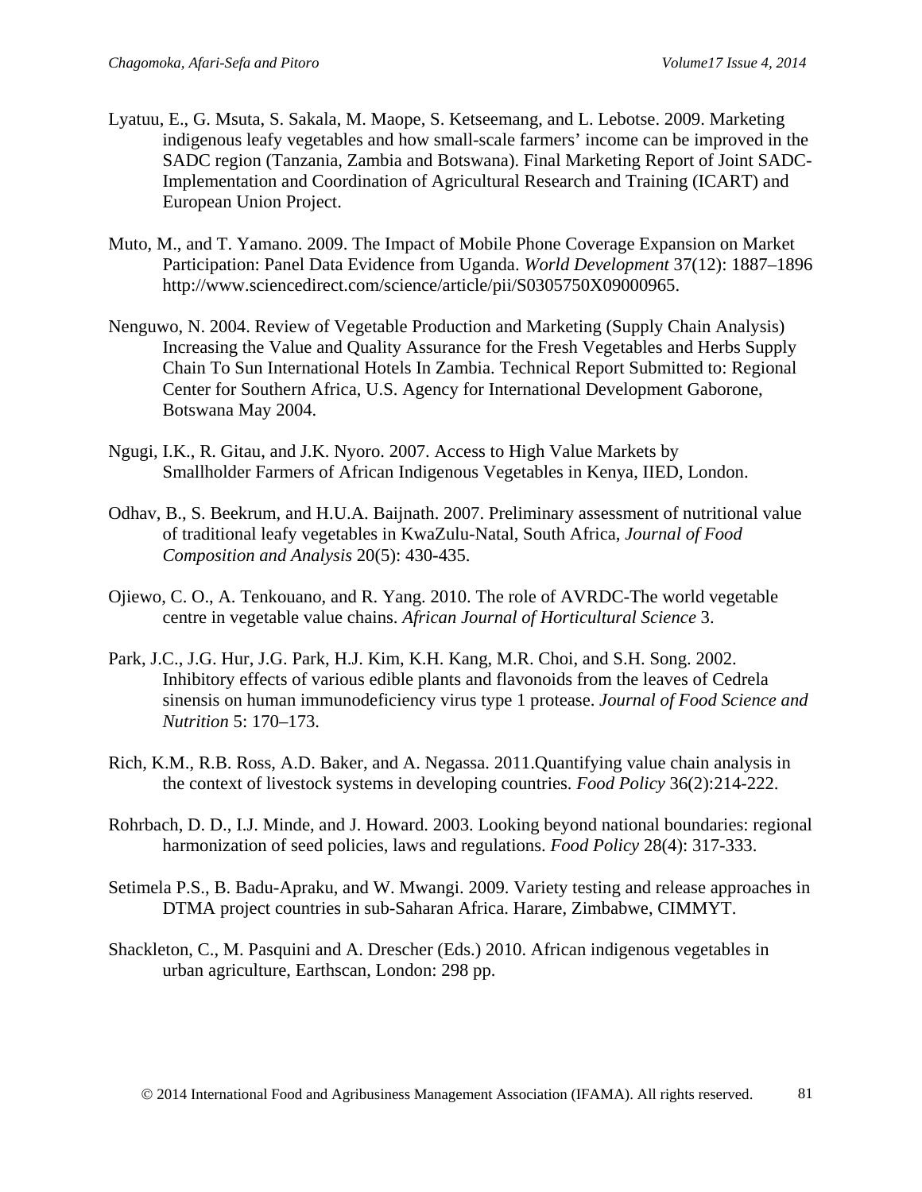Lyatuu, E., G. Msuta, S. Sakala, M. Maope, S. Ketseemang, and L. Lebotse. 2009. Marketing indigenous leafy vegetables and how small-scale farmers' income can be improved in the SADC region (Tanzania, Zambia and Botswana). Final Marketing Report of Joint SADC-Implementation and Coordination of Agricultural Research and Training (ICART) and European Union Project.

Muto, M., and T. Yamano. 2009. The Impact of Mobile Phone Coverage Expansion on Market Participation: Panel Data Evidence from Uganda. *World Development* 37(12): 1887–1896 http://www.sciencedirect.com/science/article/pii/S0305750X09000965.

Nenguwo, N. 2004. Review of Vegetable Production and Marketing (Supply Chain Analysis) Increasing the Value and Quality Assurance for the Fresh Vegetables and Herbs Supply Chain To Sun International Hotels In Zambia. Technical Report Submitted to: Regional Center for Southern Africa, U.S. Agency for International Development Gaborone, Botswana May 2004.

Ngugi, I.K., R. Gitau, and J.K. Nyoro. 2007. Access to High Value Markets by Smallholder Farmers of African Indigenous Vegetables in Kenya, IIED, London.

Odhav, B., S. Beekrum, and H.U.A. Baijnath. 2007. Preliminary assessment of nutritional value of traditional leafy vegetables in KwaZulu-Natal, South Africa, *Journal of Food Composition and Analysis* 20(5): 430-435.

Ojiewo, C. O., A. Tenkouano, and R. Yang. 2010. The role of AVRDC-The world vegetable centre in vegetable value chains. *African Journal of Horticultural Science* 3.

Park, J.C., J.G. Hur, J.G. Park, H.J. Kim, K.H. Kang, M.R. Choi, and S.H. Song. 2002. Inhibitory effects of various edible plants and flavonoids from the leaves of Cedrela sinensis on human immunodeficiency virus type 1 protease. *Journal of Food Science and Nutrition* 5: 170–173.

Rich, K.M., R.B. Ross, A.D. Baker, and A. Negassa. 2011.Quantifying value chain analysis in the context of livestock systems in developing countries. *Food Policy* 36(2):214-222.

Rohrbach, D. D., I.J. Minde, and J. Howard. 2003. Looking beyond national boundaries: regional harmonization of seed policies, laws and regulations. *Food Policy* 28(4): 317-333.

Setimela P.S., B. Badu-Apraku, and W. Mwangi. 2009. Variety testing and release approaches in DTMA project countries in sub-Saharan Africa. Harare, Zimbabwe, CIMMYT.

Shackleton, C., M. Pasquini and A. Drescher (Eds.) 2010. African indigenous vegetables in urban agriculture, Earthscan, London: 298 pp.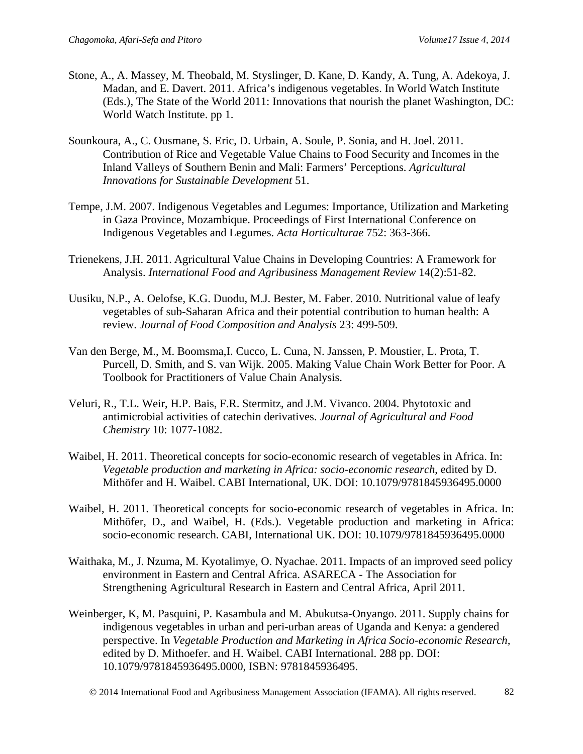Stone, A., A. Massey, M. Theobald, M. Styslinger, D. Kane, D. Kandy, A. Tung, A. Adekoya, J. Madan, and E. Davert. 2011. Africa's indigenous vegetables. In World Watch Institute (Eds.), The State of the World 2011: Innovations that nourish the planet Washington, DC: World Watch Institute. pp 1.

Sounkoura, A., C. Ousmane, S. Eric, D. Urbain, A. Soule, P. Sonia, and H. Joel. 2011. Contribution of Rice and Vegetable Value Chains to Food Security and Incomes in the Inland Valleys of Southern Benin and Mali: Farmers' Perceptions. *Agricultural Innovations for Sustainable Development* 51.

Tempe, J.M. 2007. Indigenous Vegetables and Legumes: Importance, Utilization and Marketing in Gaza Province, Mozambique. Proceedings of First International Conference on Indigenous Vegetables and Legumes. *Acta Horticulturae* 752: 363-366.

Trienekens, J.H. 2011. Agricultural Value Chains in Developing Countries: A Framework for Analysis. *International Food and Agribusiness Management Review* 14(2):51-82.

Uusiku, N.P., A. Oelofse, K.G. Duodu, M.J. Bester, M. Faber. 2010. Nutritional value of leafy vegetables of sub-Saharan Africa and their potential contribution to human health: A review. *Journal of Food Composition and Analysis* 23: 499-509.

Van den Berge, M., M. Boomsma,I. Cucco, L. Cuna, N. Janssen, P. Moustier, L. Prota, T. Purcell, D. Smith, and S. van Wijk. 2005. Making Value Chain Work Better for Poor. A Toolbook for Practitioners of Value Chain Analysis.

Veluri, R., T.L. Weir, H.P. Bais, F.R. Stermitz, and J.M. Vivanco. 2004. Phytotoxic and antimicrobial activities of catechin derivatives. *Journal of Agricultural and Food Chemistry* 10: 1077-1082.

Waibel, H. 2011. Theoretical concepts for socio-economic research of vegetables in Africa. In: *Vegetable production and marketing in Africa: socio-economic research*, edited by D. Mithöfer and H. Waibel. CABI International, UK. DOI: 10.1079/9781845936495.0000

Waibel, H. 2011. Theoretical concepts for socio-economic research of vegetables in Africa. In: Mithöfer, D., and Waibel, H. (Eds.). Vegetable production and marketing in Africa: socio-economic research. CABI, International UK. DOI: 10.1079/9781845936495.0000

Waithaka, M., J. Nzuma, M. Kyotalimye, O. Nyachae. 2011. Impacts of an improved seed policy environment in Eastern and Central Africa. ASARECA - The Association for Strengthening Agricultural Research in Eastern and Central Africa, April 2011.

Weinberger, K, M. Pasquini, P. Kasambula and M. Abukutsa-Onyango. 2011. Supply chains for indigenous vegetables in urban and peri-urban areas of Uganda and Kenya: a gendered perspective. In *Vegetable Production and Marketing in Africa Socio-economic Research*, edited by D. Mithoefer. and H. Waibel. CABI International. 288 pp. DOI: 10.1079/9781845936495.0000, ISBN: 9781845936495.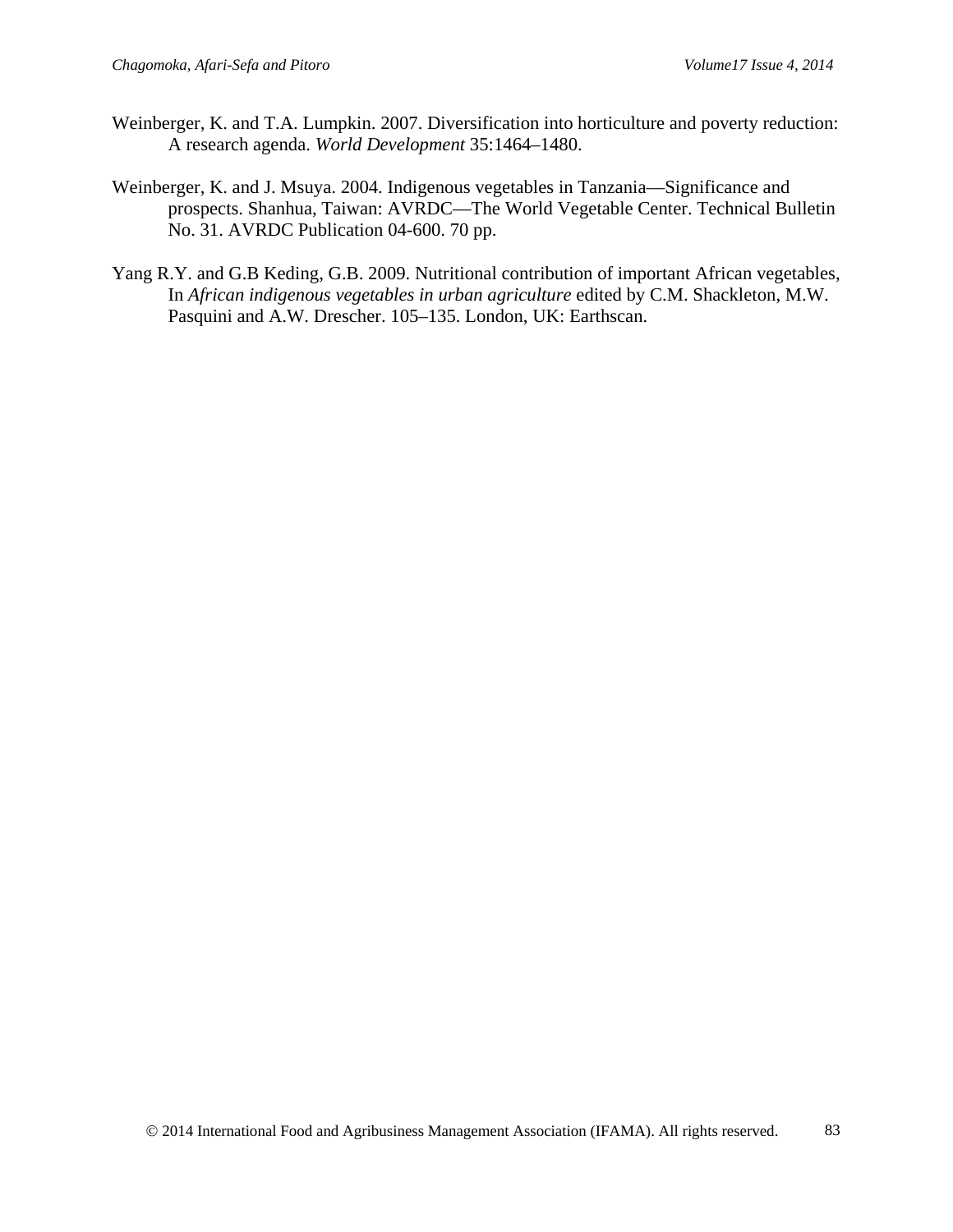Weinberger, K. and T.A. Lumpkin. 2007. Diversification into horticulture and poverty reduction: A research agenda. *World Development* 35:1464–1480.

Weinberger, K. and J. Msuya. 2004. Indigenous vegetables in Tanzania—Significance and prospects. Shanhua, Taiwan: AVRDC—The World Vegetable Center. Technical Bulletin No. 31. AVRDC Publication 04-600. 70 pp.

Yang R.Y. and G.B Keding, G.B. 2009. Nutritional contribution of important African vegetables, In *African indigenous vegetables in urban agriculture* edited by C.M. Shackleton, M.W. Pasquini and A.W. Drescher. 105–135. London, UK: Earthscan.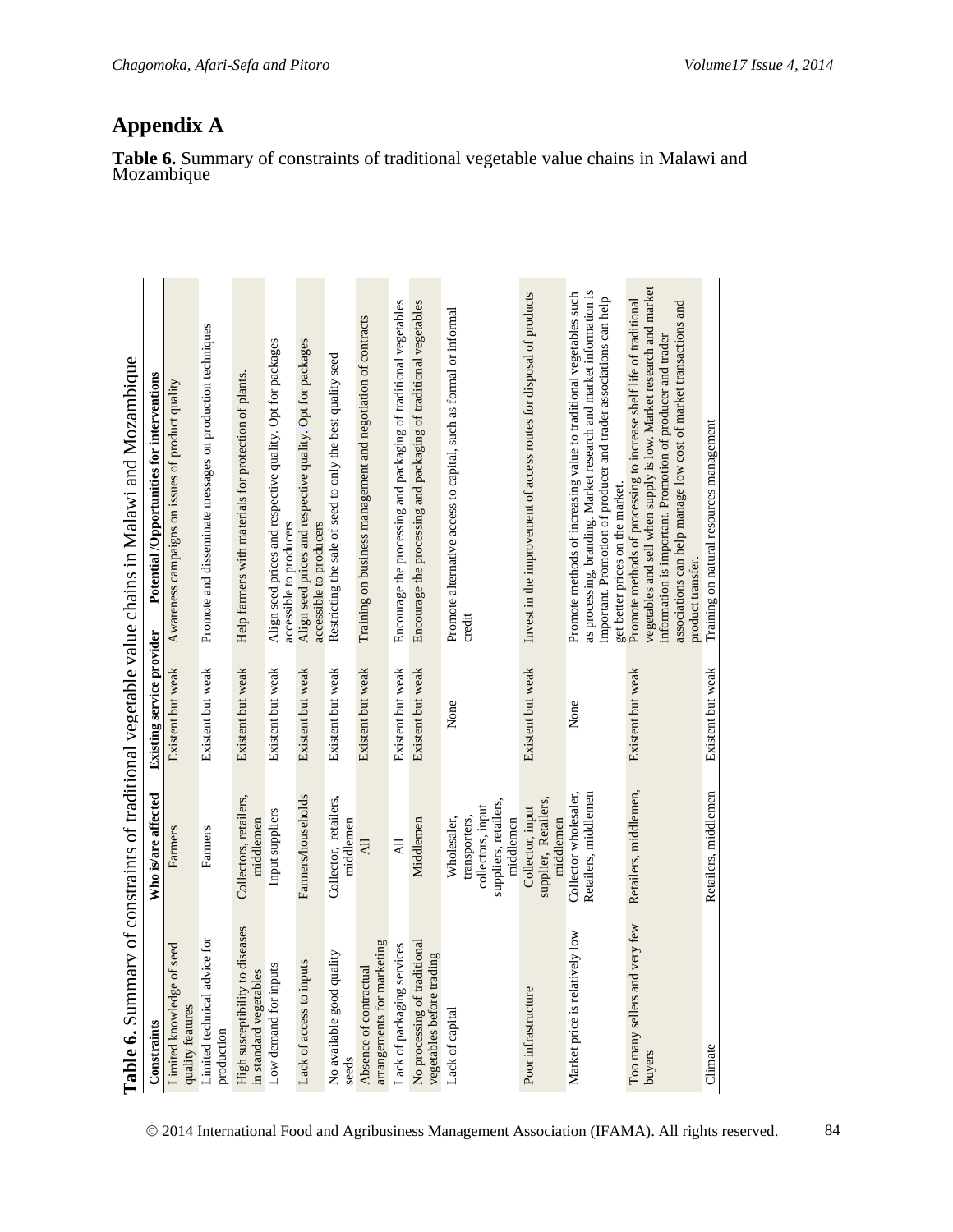## Appendix A

**Table 6.** Summary of constraints of traditional vegetable value chains in Malawi and Mozambique

| Constraints | Who is/are affected | Existing service provider | Potential /Opportunities for interventions |
|---|---|---|---|
| Limited knowledge of seed quality features | Farmers | Existent but weak | Awareness campaigns on issues of product quality |
| Limited technical advice for production | Farmers | Existent but weak | Promote and disseminate messages on production techniques |
| High susceptibility to diseases in standard vegetables | Collectors, retailers, middlemen | Existent but weak | Help farmers with materials for protection of plants. |
| Low demand for inputs | Input suppliers | Existent but weak | Align seed prices and respective quality. Opt for packages accessible to producers |
| Lack of access to inputs | Farmers/households | Existent but weak | Align seed prices and respective quality. Opt for packages accessible to producers |
| No available good quality seeds | Collector, retailers, middlemen | Existent but weak | Restricting the sale of seed to only the best quality seed |
| Absence of contractual arrangements for marketing | All | Existent but weak | Training on business management and negotiation of contracts |
| Lack of packaging services | All | Existent but weak | Encourage the processing and packaging of traditional vegetables |
| No processing of traditional vegetables before trading | Middlemen | Existent but weak | Encourage the processing and packaging of traditional vegetables |
| Lack of capital | Wholesaler, transporters, collectors, input suppliers, retailers, middlemen | None | Promote alternative access to capital, such as formal or informal credit |
| Poor infrastructure | Collector, input supplier, Retailers, middlemen | Existent but weak | Invest in the improvement of access routes for disposal of products |
| Market price is relatively low | Collector wholesaler, Retailers, middlemen | None | Promote methods of increasing value to traditional vegetables such as processing, branding. Market research and market information is important. Promotion of producer and trader associations can help get better prices on the market. |
| Too many sellers and very few buyers | Retailers, middlemen, | Existent but weak | Promote methods of processing to increase shelf life of traditional vegetables and sell when supply is low. Market research and market information is important. Promotion of producer and trader associations can help manage low cost of market transactions and product transfer. |
| Climate | Retailers, middlemen | Existent but weak | Training on natural resources management |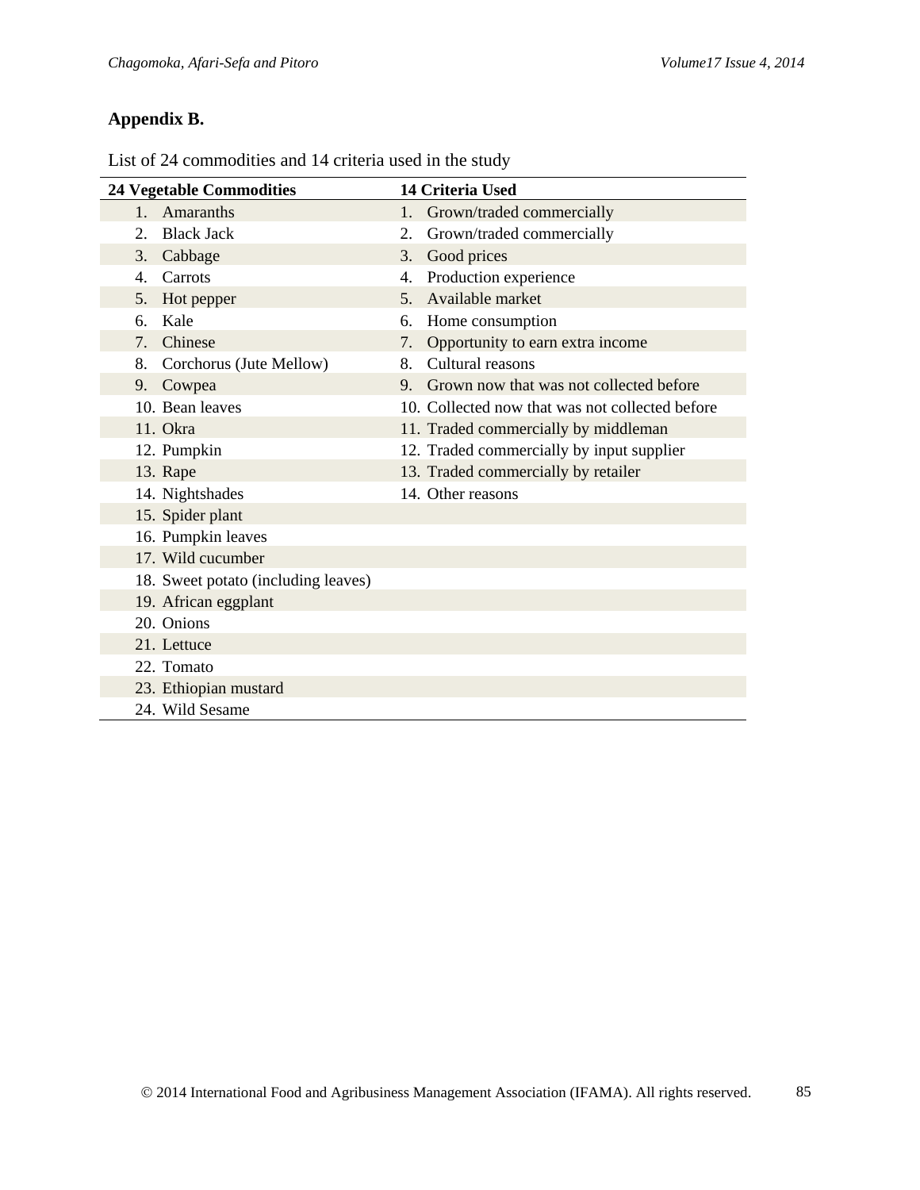## Appendix B.

List of 24 commodities and 14 criteria used in the study

| 24 Vegetable Commodities | 14 Criteria Used |
| --- | --- |
| 1. Amaranths | 1. Grown/traded commercially |
| 2. Black Jack | 2. Grown/traded commercially |
| 3. Cabbage | 3. Good prices |
| 4. Carrots | 4. Production experience |
| 5. Hot pepper | 5. Available market |
| 6. Kale | 6. Home consumption |
| 7. Chinese | 7. Opportunity to earn extra income |
| 8. Corchorus (Jute Mellow) | 8. Cultural reasons |
| 9. Cowpea | 9. Grown now that was not collected before |
| 10. Bean leaves | 10. Collected now that was not collected before |
| 11. Okra | 11. Traded commercially by middleman |
| 12. Pumpkin | 12. Traded commercially by input supplier |
| 13. Rape | 13. Traded commercially by retailer |
| 14. Nightshades | 14. Other reasons |
| 15. Spider plant | |
| 16. Pumpkin leaves | |
| 17. Wild cucumber | |
| 18. Sweet potato (including leaves) | |
| 19. African eggplant | |
| 20. Onions | |
| 21. Lettuce | |
| 22. Tomato | |
| 23. Ethiopian mustard | |
| 24. Wild Sesame | |

© 2014 International Food and Agribusiness Management Association (IFAMA). All rights reserved.